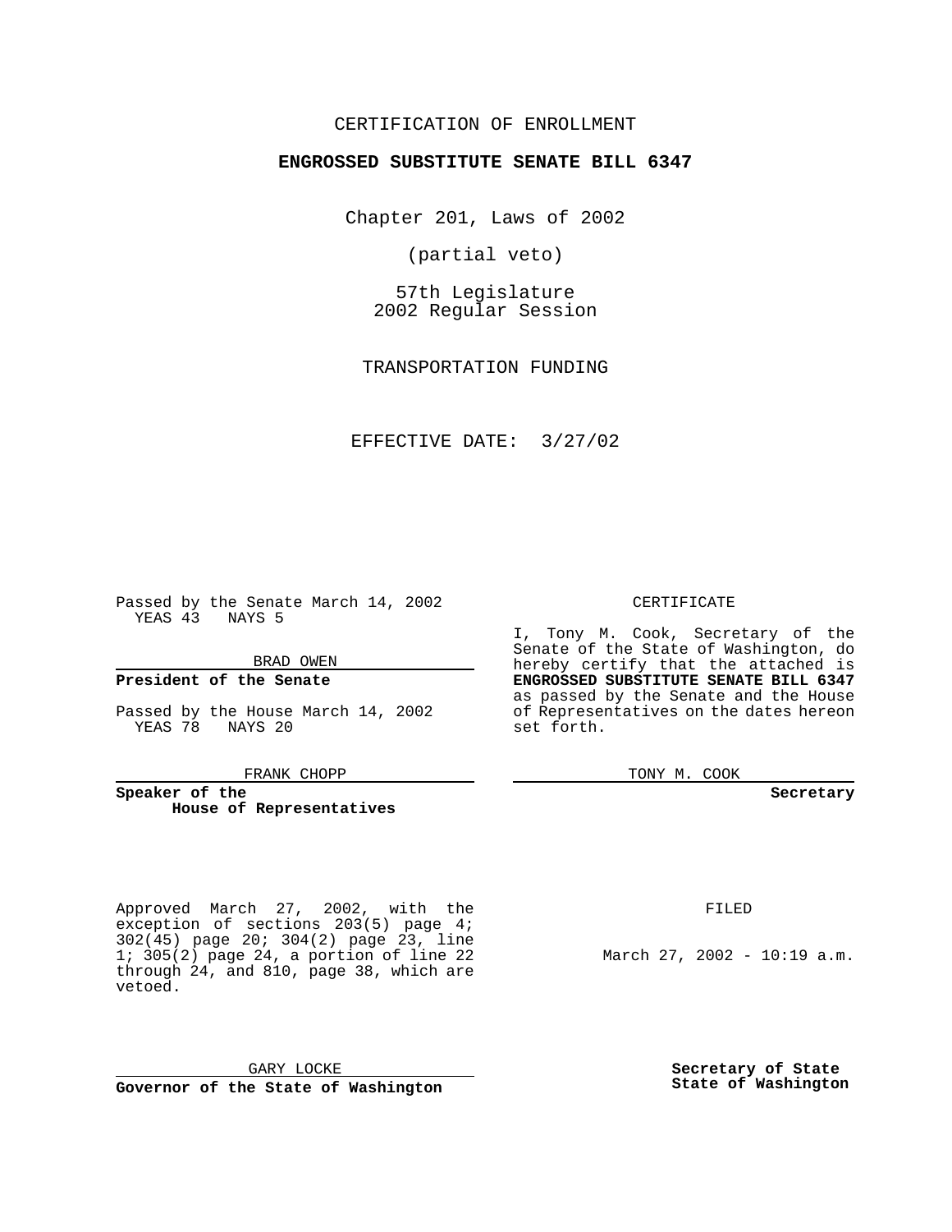CERTIFICATION OF ENROLLMENT

**ENGROSSED SUBSTITUTE SENATE BILL 6347**

Chapter 201, Laws of 2002

(partial veto)

57th Legislature
2002 Regular Session

TRANSPORTATION FUNDING

EFFECTIVE DATE: 3/27/02

Passed by the Senate March 14, 2002
YEAS 43 NAYS 5

BRAD OWEN

**President of the Senate**

Passed by the House March 14, 2002
YEAS 78 NAYS 20

FRANK CHOPP

**Speaker of the House of Representatives**

CERTIFICATE

I, Tony M. Cook, Secretary of the Senate of the State of Washington, do hereby certify that the attached is **ENGROSSED SUBSTITUTE SENATE BILL 6347** as passed by the Senate and the House of Representatives on the dates hereon set forth.

TONY M. COOK

**Secretary**

Approved March 27, 2002, with the exception of sections 203(5) page 4; 302(45) page 20; 304(2) page 23, line 1; 305(2) page 24, a portion of line 22 through 24, and 810, page 38, which are vetoed.

GARY LOCKE

**Governor of the State of Washington**

FILED

March 27, 2002 - 10:19 a.m.

**Secretary of State**
**State of Washington**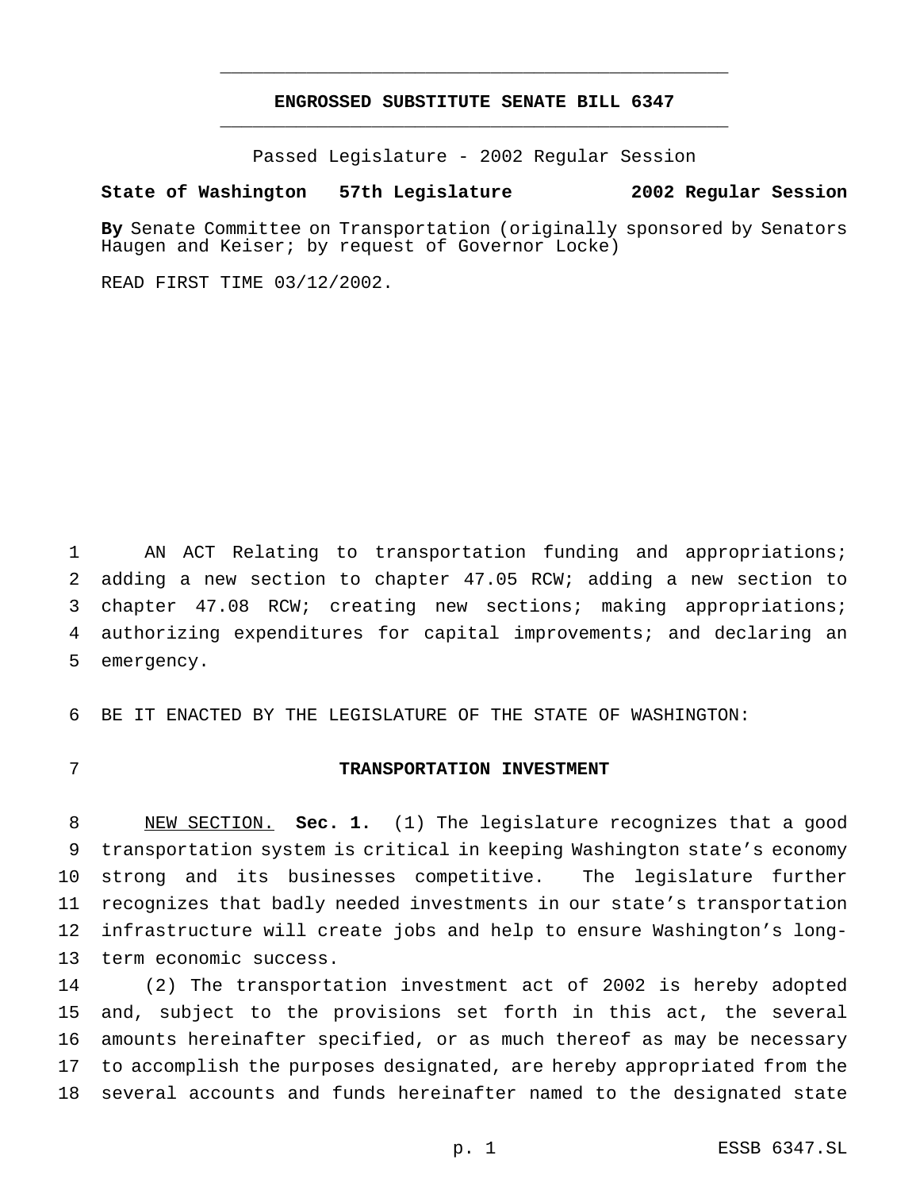**ENGROSSED SUBSTITUTE SENATE BILL 6347**

Passed Legislature - 2002 Regular Session

**State of Washington 57th Legislature 2002 Regular Session**

**By** Senate Committee on Transportation (originally sponsored by Senators Haugen and Keiser; by request of Governor Locke)

READ FIRST TIME 03/12/2002.

AN ACT Relating to transportation funding and appropriations; adding a new section to chapter 47.05 RCW; adding a new section to chapter 47.08 RCW; creating new sections; making appropriations; authorizing expenditures for capital improvements; and declaring an emergency.

BE IT ENACTED BY THE LEGISLATURE OF THE STATE OF WASHINGTON:

**TRANSPORTATION INVESTMENT**

NEW SECTION. **Sec. 1.** (1) The legislature recognizes that a good transportation system is critical in keeping Washington state's economy strong and its businesses competitive. The legislature further recognizes that badly needed investments in our state's transportation infrastructure will create jobs and help to ensure Washington's long-term economic success.

(2) The transportation investment act of 2002 is hereby adopted and, subject to the provisions set forth in this act, the several amounts hereinafter specified, or as much thereof as may be necessary to accomplish the purposes designated, are hereby appropriated from the several accounts and funds hereinafter named to the designated state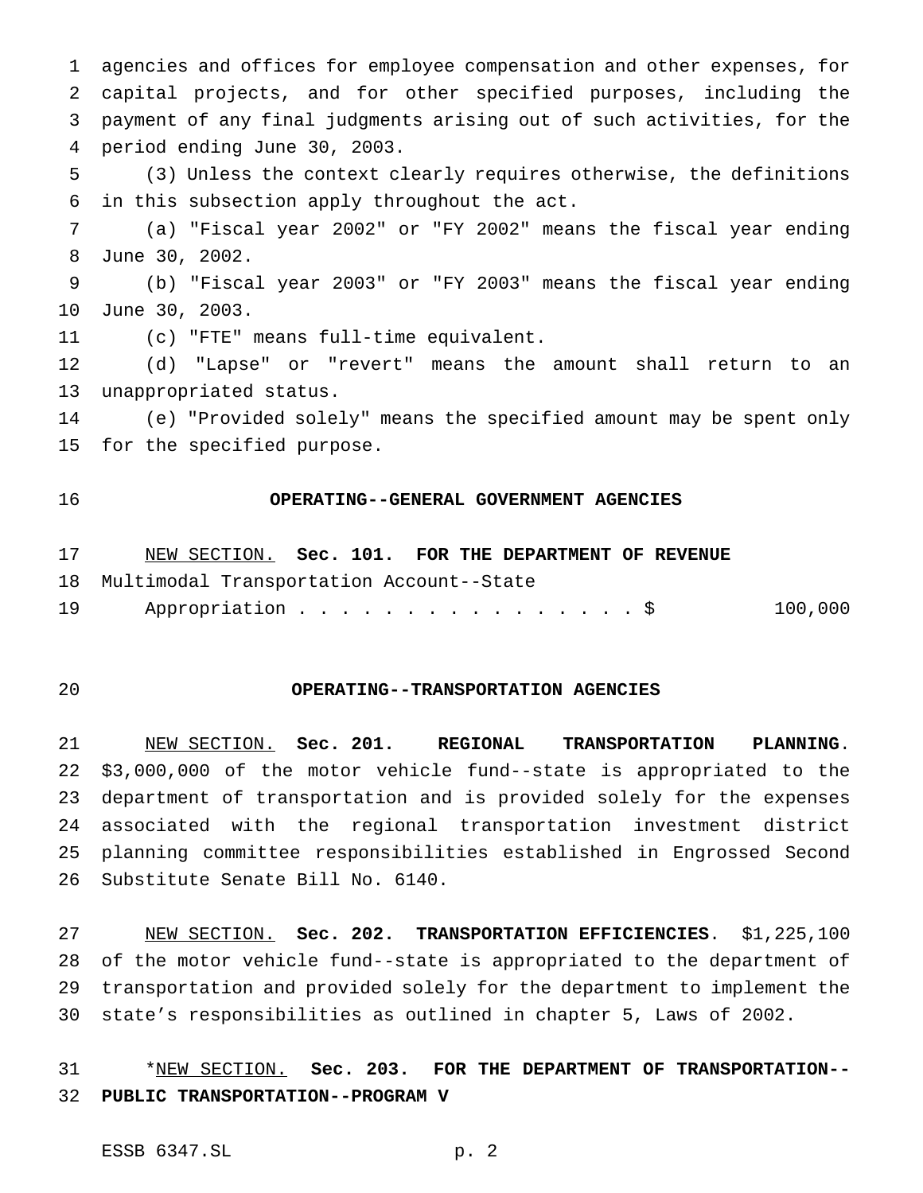agencies and offices for employee compensation and other expenses, for capital projects, and for other specified purposes, including the payment of any final judgments arising out of such activities, for the period ending June 30, 2003.

(3) Unless the context clearly requires otherwise, the definitions in this subsection apply throughout the act.

(a) "Fiscal year 2002" or "FY 2002" means the fiscal year ending June 30, 2002.

(b) "Fiscal year 2003" or "FY 2003" means the fiscal year ending June 30, 2003.

(c) "FTE" means full-time equivalent.

(d) "Lapse" or "revert" means the amount shall return to an unappropriated status.

(e) "Provided solely" means the specified amount may be spent only for the specified purpose.

## OPERATING--GENERAL GOVERNMENT AGENCIES

NEW SECTION. **Sec. 101. FOR THE DEPARTMENT OF REVENUE**

Multimodal Transportation Account--State
Appropriation . . . . . . . . . . . . . . . . $ 100,000

## OPERATING--TRANSPORTATION AGENCIES

NEW SECTION. **Sec. 201. REGIONAL TRANSPORTATION PLANNING.** $3,000,000 of the motor vehicle fund--state is appropriated to the department of transportation and is provided solely for the expenses associated with the regional transportation investment district planning committee responsibilities established in Engrossed Second Substitute Senate Bill No. 6140.

NEW SECTION. **Sec. 202. TRANSPORTATION EFFICIENCIES.** $1,225,100 of the motor vehicle fund--state is appropriated to the department of transportation and provided solely for the department to implement the state's responsibilities as outlined in chapter 5, Laws of 2002.

*NEW SECTION. **Sec. 203. FOR THE DEPARTMENT OF TRANSPORTATION--PUBLIC TRANSPORTATION--PROGRAM V**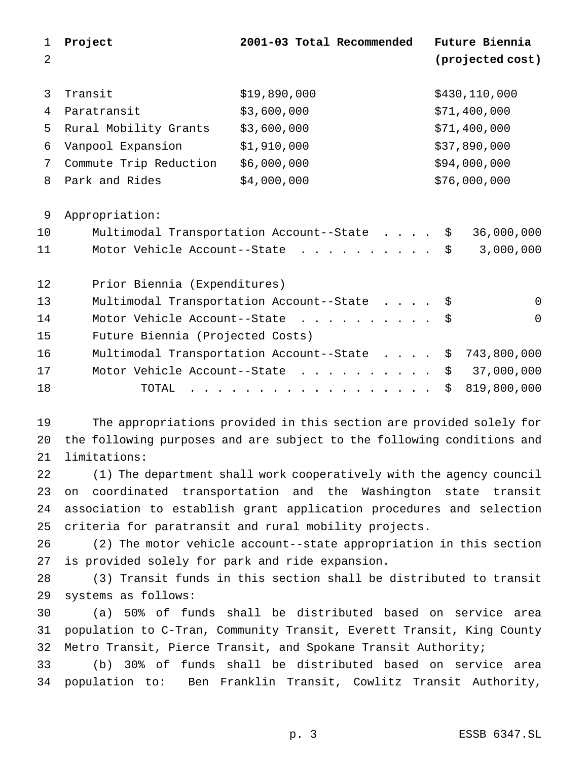| Project | 2001-03 Total Recommended | Future Biennia (projected cost) |
|---|---|---|
| Transit | $19,890,000 | $430,110,000 |
| Paratransit | $3,600,000 | $71,400,000 |
| Rural Mobility Grants | $3,600,000 | $71,400,000 |
| Vanpool Expansion | $1,910,000 | $37,890,000 |
| Commute Trip Reduction | $6,000,000 | $94,000,000 |
| Park and Rides | $4,000,000 | $76,000,000 |

Appropriation:

| | |
|---|---|
| Multimodal Transportation Account--State . . . . | $ 36,000,000 |
| Motor Vehicle Account--State . . . . . . . . . . | $ 3,000,000 |
| Prior Biennia (Expenditures) | |
| Multimodal Transportation Account--State . . . . | $ 0 |
| Motor Vehicle Account--State . . . . . . . . . . | $ 0 |
| Future Biennia (Projected Costs) | |
| Multimodal Transportation Account--State . . . . | $ 743,800,000 |
| Motor Vehicle Account--State . . . . . . . . . . | $ 37,000,000 |
| TOTAL . . . . . . . . . . . . . . . . . . | $ 819,800,000 |

The appropriations provided in this section are provided solely for the following purposes and are subject to the following conditions and limitations:

(1) The department shall work cooperatively with the agency council on coordinated transportation and the Washington state transit association to establish grant application procedures and selection criteria for paratransit and rural mobility projects.

(2) The motor vehicle account--state appropriation in this section is provided solely for park and ride expansion.

(3) Transit funds in this section shall be distributed to transit systems as follows:

(a) 50% of funds shall be distributed based on service area population to C-Tran, Community Transit, Everett Transit, King County Metro Transit, Pierce Transit, and Spokane Transit Authority;

(b) 30% of funds shall be distributed based on service area population to: Ben Franklin Transit, Cowlitz Transit Authority,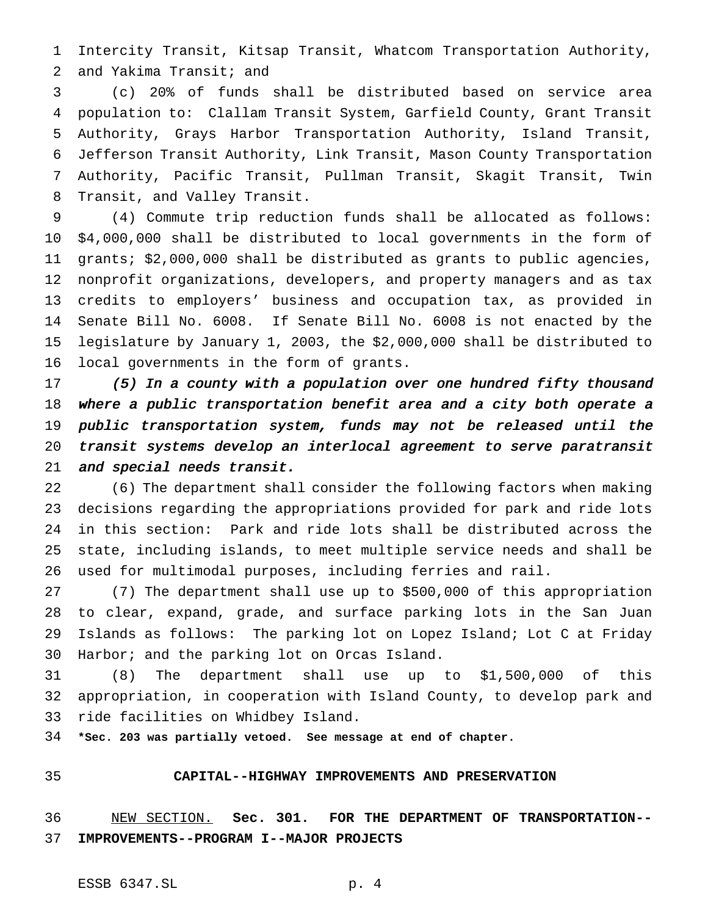Intercity Transit, Kitsap Transit, Whatcom Transportation Authority, and Yakima Transit; and

(c) 20% of funds shall be distributed based on service area population to: Clallam Transit System, Garfield County, Grant Transit Authority, Grays Harbor Transportation Authority, Island Transit, Jefferson Transit Authority, Link Transit, Mason County Transportation Authority, Pacific Transit, Pullman Transit, Skagit Transit, Twin Transit, and Valley Transit.

(4) Commute trip reduction funds shall be allocated as follows: $4,000,000 shall be distributed to local governments in the form of grants; $2,000,000 shall be distributed as grants to public agencies, nonprofit organizations, developers, and property managers and as tax credits to employers' business and occupation tax, as provided in Senate Bill No. 6008. If Senate Bill No. 6008 is not enacted by the legislature by January 1, 2003, the $2,000,000 shall be distributed to local governments in the form of grants.

*(5) In a county with a population over one hundred fifty thousand where a public transportation benefit area and a city both operate a public transportation system, funds may not be released until the transit systems develop an interlocal agreement to serve paratransit and special needs transit.*

(6) The department shall consider the following factors when making decisions regarding the appropriations provided for park and ride lots in this section: Park and ride lots shall be distributed across the state, including islands, to meet multiple service needs and shall be used for multimodal purposes, including ferries and rail.

(7) The department shall use up to $500,000 of this appropriation to clear, expand, grade, and surface parking lots in the San Juan Islands as follows: The parking lot on Lopez Island; Lot C at Friday Harbor; and the parking lot on Orcas Island.

(8) The department shall use up to $1,500,000 of this appropriation, in cooperation with Island County, to develop park and ride facilities on Whidbey Island.

**\*Sec. 203 was partially vetoed. See message at end of chapter.**

## CAPITAL--HIGHWAY IMPROVEMENTS AND PRESERVATION

NEW SECTION. **Sec. 301. FOR THE DEPARTMENT OF TRANSPORTATION--IMPROVEMENTS--PROGRAM I--MAJOR PROJECTS**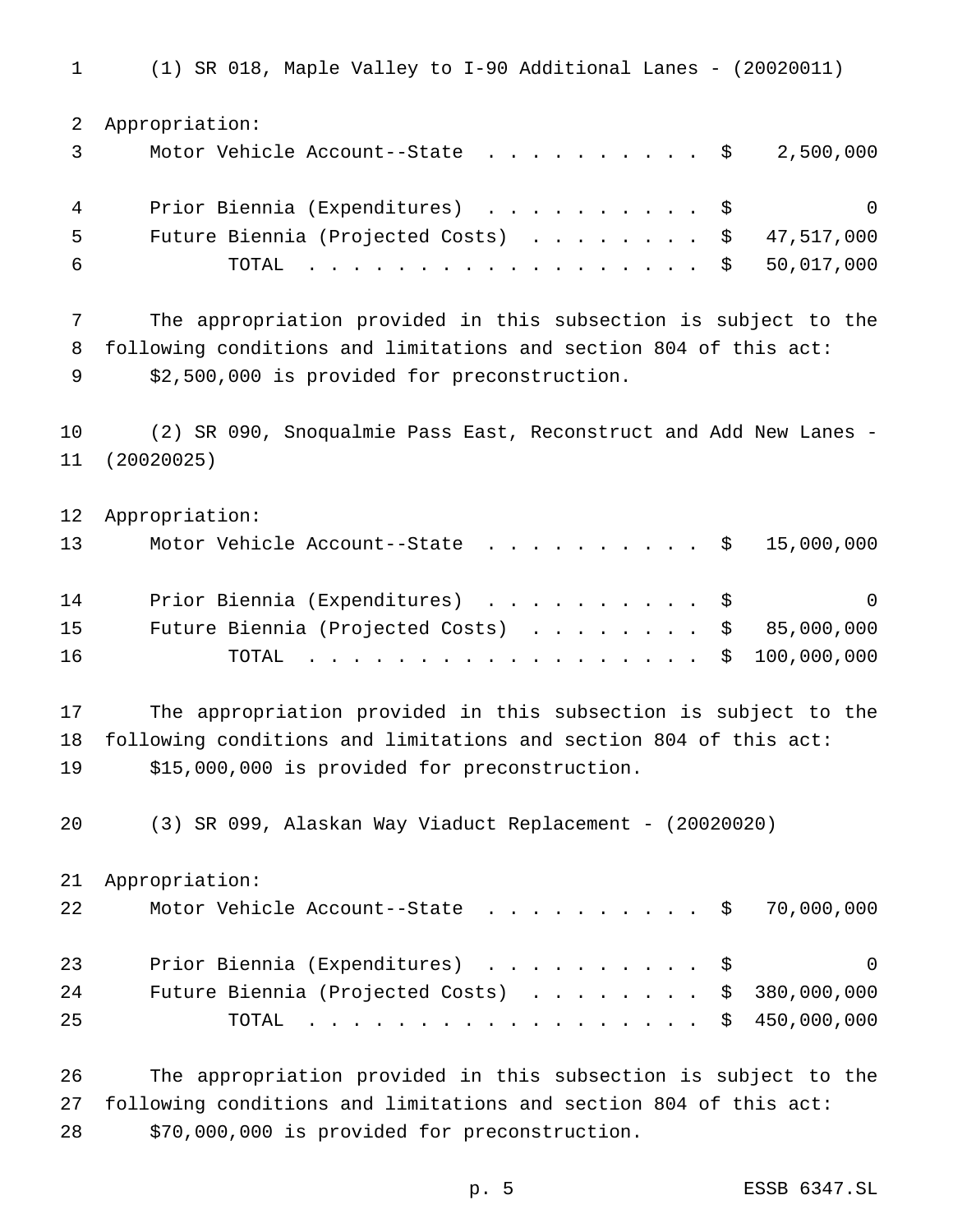(1) SR 018, Maple Valley to I-90 Additional Lanes - (20020011)

Appropriation:

| | | |
|---|---|---|
| Motor Vehicle Account--State | $ | 2,500,000 |
| Prior Biennia (Expenditures) | $ | 0 |
| Future Biennia (Projected Costs) | $ | 47,517,000 |
| TOTAL | $ | 50,017,000 |

The appropriation provided in this subsection is subject to the following conditions and limitations and section 804 of this act: $2,500,000 is provided for preconstruction.

(2) SR 090, Snoqualmie Pass East, Reconstruct and Add New Lanes - (20020025)

Appropriation:

| | | |
|---|---|---|
| Motor Vehicle Account--State | $ | 15,000,000 |
| Prior Biennia (Expenditures) | $ | 0 |
| Future Biennia (Projected Costs) | $ | 85,000,000 |
| TOTAL | $ | 100,000,000 |

The appropriation provided in this subsection is subject to the following conditions and limitations and section 804 of this act: $15,000,000 is provided for preconstruction.

(3) SR 099, Alaskan Way Viaduct Replacement - (20020020)

Appropriation:

| | | |
|---|---|---|
| Motor Vehicle Account--State | $ | 70,000,000 |
| Prior Biennia (Expenditures) | $ | 0 |
| Future Biennia (Projected Costs) | $ | 380,000,000 |
| TOTAL | $ | 450,000,000 |

The appropriation provided in this subsection is subject to the following conditions and limitations and section 804 of this act: $70,000,000 is provided for preconstruction.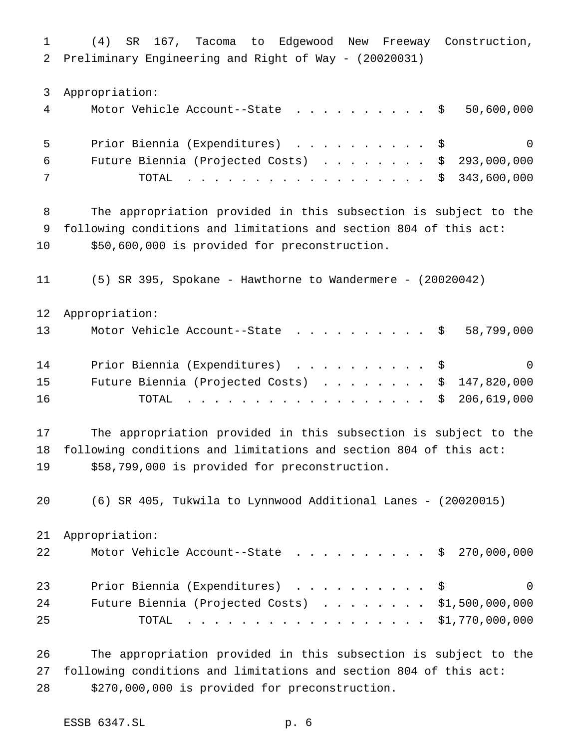(4) SR 167, Tacoma to Edgewood New Freeway Construction, Preliminary Engineering and Right of Way - (20020031)

Appropriation:

| | |
|---|---|
| Motor Vehicle Account--State | $ 50,600,000 |
| Prior Biennia (Expenditures) | $ 0 |
| Future Biennia (Projected Costs) | $ 293,000,000 |
| TOTAL | $ 343,600,000 |

The appropriation provided in this subsection is subject to the following conditions and limitations and section 804 of this act: $50,600,000 is provided for preconstruction.

(5) SR 395, Spokane - Hawthorne to Wandermere - (20020042)

Appropriation:

| | |
|---|---|
| Motor Vehicle Account--State | $ 58,799,000 |
| Prior Biennia (Expenditures) | $ 0 |
| Future Biennia (Projected Costs) | $ 147,820,000 |
| TOTAL | $ 206,619,000 |

The appropriation provided in this subsection is subject to the following conditions and limitations and section 804 of this act: $58,799,000 is provided for preconstruction.

(6) SR 405, Tukwila to Lynnwood Additional Lanes - (20020015)

Appropriation:

| | |
|---|---|
| Motor Vehicle Account--State | $ 270,000,000 |
| Prior Biennia (Expenditures) | $ 0 |
| Future Biennia (Projected Costs) | $1,500,000,000 |
| TOTAL | $1,770,000,000 |

The appropriation provided in this subsection is subject to the following conditions and limitations and section 804 of this act: $270,000,000 is provided for preconstruction.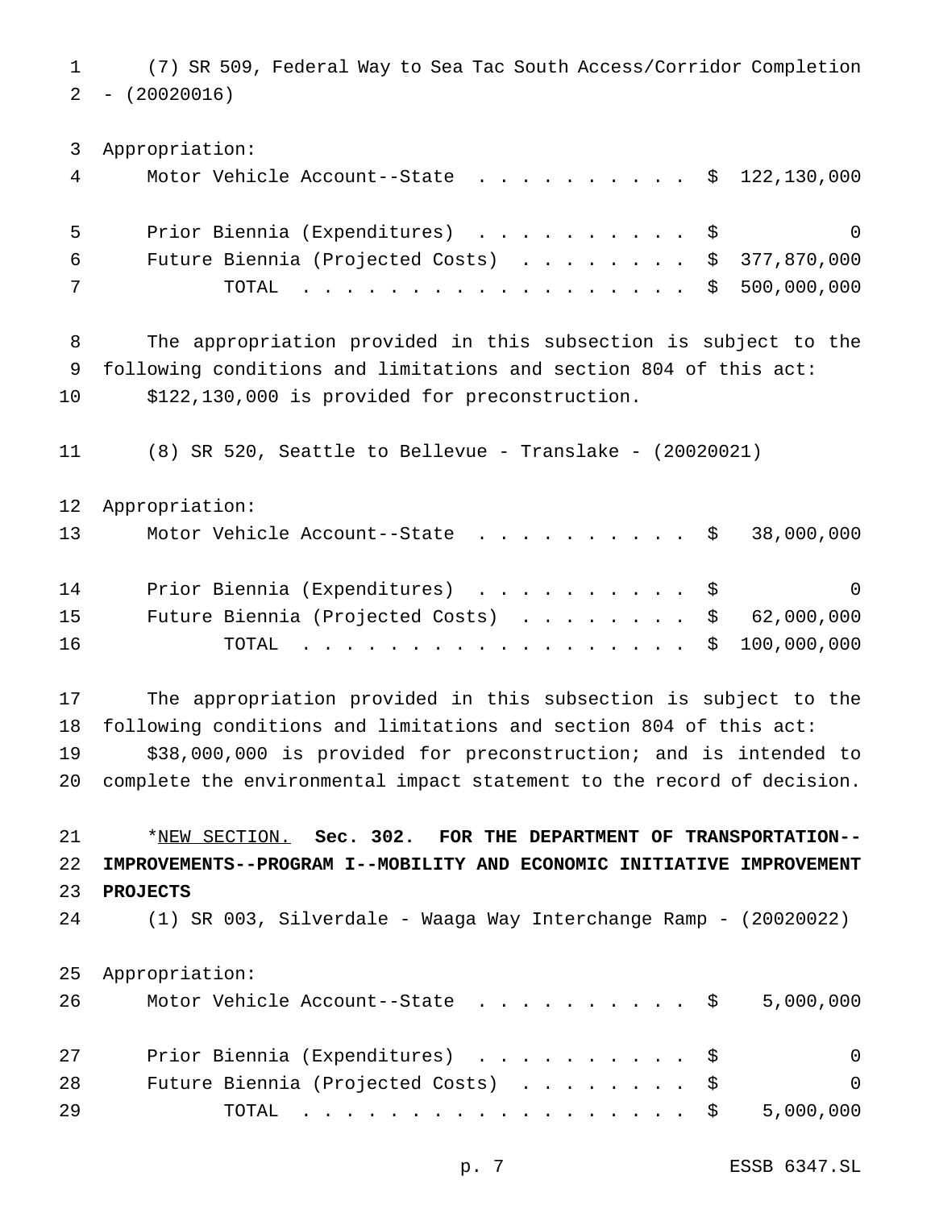(7) SR 509, Federal Way to Sea Tac South Access/Corridor Completion - (20020016)

Appropriation:

| | | |
|---|---|---|
| Motor Vehicle Account--State | $ | 122,130,000 |
| Prior Biennia (Expenditures) | $ | 0 |
| Future Biennia (Projected Costs) | $ | 377,870,000 |
| TOTAL | $ | 500,000,000 |

The appropriation provided in this subsection is subject to the following conditions and limitations and section 804 of this act: $122,130,000 is provided for preconstruction.

(8) SR 520, Seattle to Bellevue - Translake - (20020021)

Appropriation:

| | | |
|---|---|---|
| Motor Vehicle Account--State | $ | 38,000,000 |
| Prior Biennia (Expenditures) | $ | 0 |
| Future Biennia (Projected Costs) | $ | 62,000,000 |
| TOTAL | $ | 100,000,000 |

The appropriation provided in this subsection is subject to the following conditions and limitations and section 804 of this act: $38,000,000 is provided for preconstruction; and is intended to complete the environmental impact statement to the record of decision.

*NEW SECTION. **Sec. 302. FOR THE DEPARTMENT OF TRANSPORTATION--IMPROVEMENTS--PROGRAM I--MOBILITY AND ECONOMIC INITIATIVE IMPROVEMENT PROJECTS**

(1) SR 003, Silverdale - Waaga Way Interchange Ramp - (20020022)

Appropriation:

| | | |
|---|---|---|
| Motor Vehicle Account--State | $ | 5,000,000 |
| Prior Biennia (Expenditures) | $ | 0 |
| Future Biennia (Projected Costs) | $ | 0 |
| TOTAL | $ | 5,000,000 |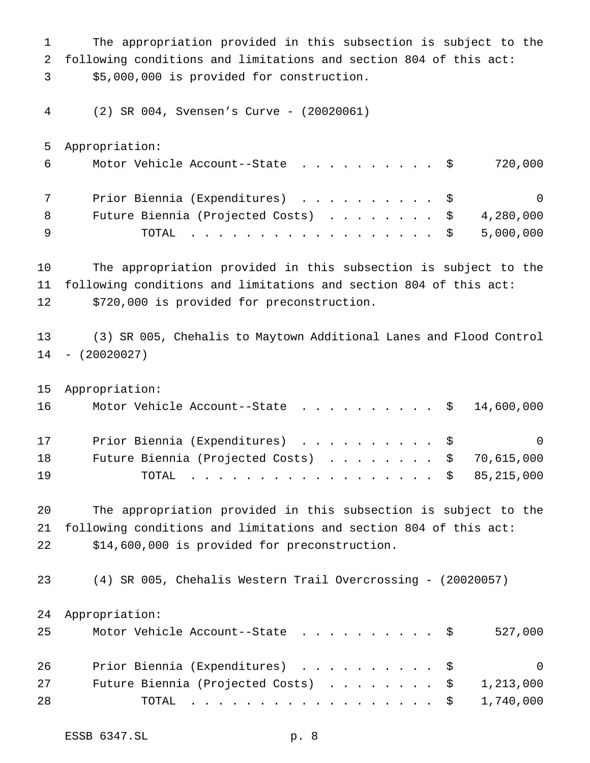The appropriation provided in this subsection is subject to the following conditions and limitations and section 804 of this act: $5,000,000 is provided for construction.

(2) SR 004, Svensen's Curve - (20020061)

Appropriation:

| | | |
|---|---|---|
| Motor Vehicle Account--State | $ | 720,000 |
| Prior Biennia (Expenditures) | $ | 0 |
| Future Biennia (Projected Costs) | $ | 4,280,000 |
| TOTAL | $ | 5,000,000 |

The appropriation provided in this subsection is subject to the following conditions and limitations and section 804 of this act: $720,000 is provided for preconstruction.

(3) SR 005, Chehalis to Maytown Additional Lanes and Flood Control - (20020027)

Appropriation:

| | | |
|---|---|---|
| Motor Vehicle Account--State | $ | 14,600,000 |
| Prior Biennia (Expenditures) | $ | 0 |
| Future Biennia (Projected Costs) | $ | 70,615,000 |
| TOTAL | $ | 85,215,000 |

The appropriation provided in this subsection is subject to the following conditions and limitations and section 804 of this act: $14,600,000 is provided for preconstruction.

(4) SR 005, Chehalis Western Trail Overcrossing - (20020057)

Appropriation:

| | | |
|---|---|---|
| Motor Vehicle Account--State | $ | 527,000 |
| Prior Biennia (Expenditures) | $ | 0 |
| Future Biennia (Projected Costs) | $ | 1,213,000 |
| TOTAL | $ | 1,740,000 |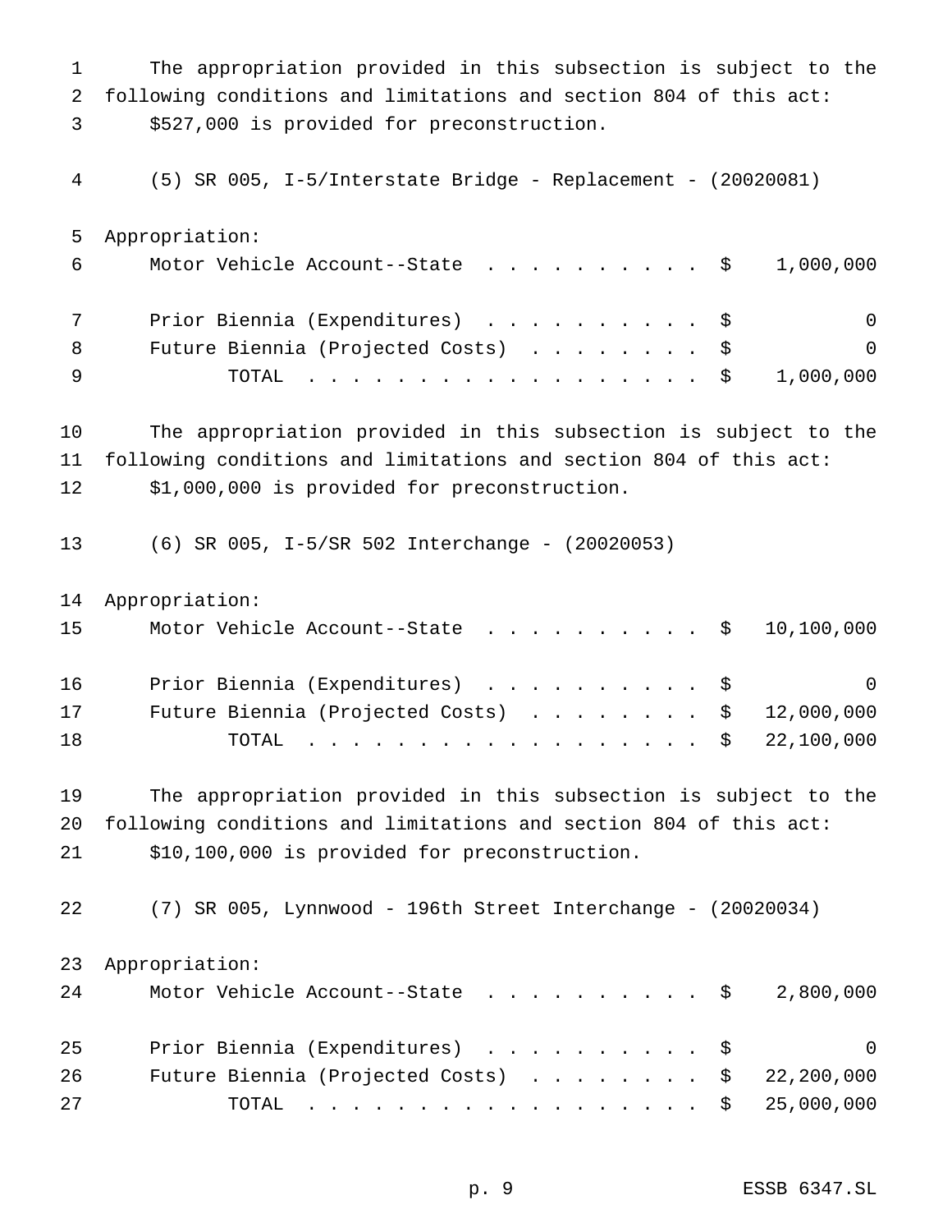The appropriation provided in this subsection is subject to the following conditions and limitations and section 804 of this act: $527,000 is provided for preconstruction.

(5) SR 005, I-5/Interstate Bridge - Replacement - (20020081)

Appropriation:

| | | |
|---|---|---|
| Motor Vehicle Account--State | $ | 1,000,000 |
| Prior Biennia (Expenditures) | $ | 0 |
| Future Biennia (Projected Costs) | $ | 0 |
| TOTAL | $ | 1,000,000 |

The appropriation provided in this subsection is subject to the following conditions and limitations and section 804 of this act: $1,000,000 is provided for preconstruction.

(6) SR 005, I-5/SR 502 Interchange - (20020053)

Appropriation:

| | | |
|---|---|---|
| Motor Vehicle Account--State | $ | 10,100,000 |
| Prior Biennia (Expenditures) | $ | 0 |
| Future Biennia (Projected Costs) | $ | 12,000,000 |
| TOTAL | $ | 22,100,000 |

The appropriation provided in this subsection is subject to the following conditions and limitations and section 804 of this act: $10,100,000 is provided for preconstruction.

(7) SR 005, Lynnwood - 196th Street Interchange - (20020034)

Appropriation:

| | | |
|---|---|---|
| Motor Vehicle Account--State | $ | 2,800,000 |
| Prior Biennia (Expenditures) | $ | 0 |
| Future Biennia (Projected Costs) | $ | 22,200,000 |
| TOTAL | $ | 25,000,000 |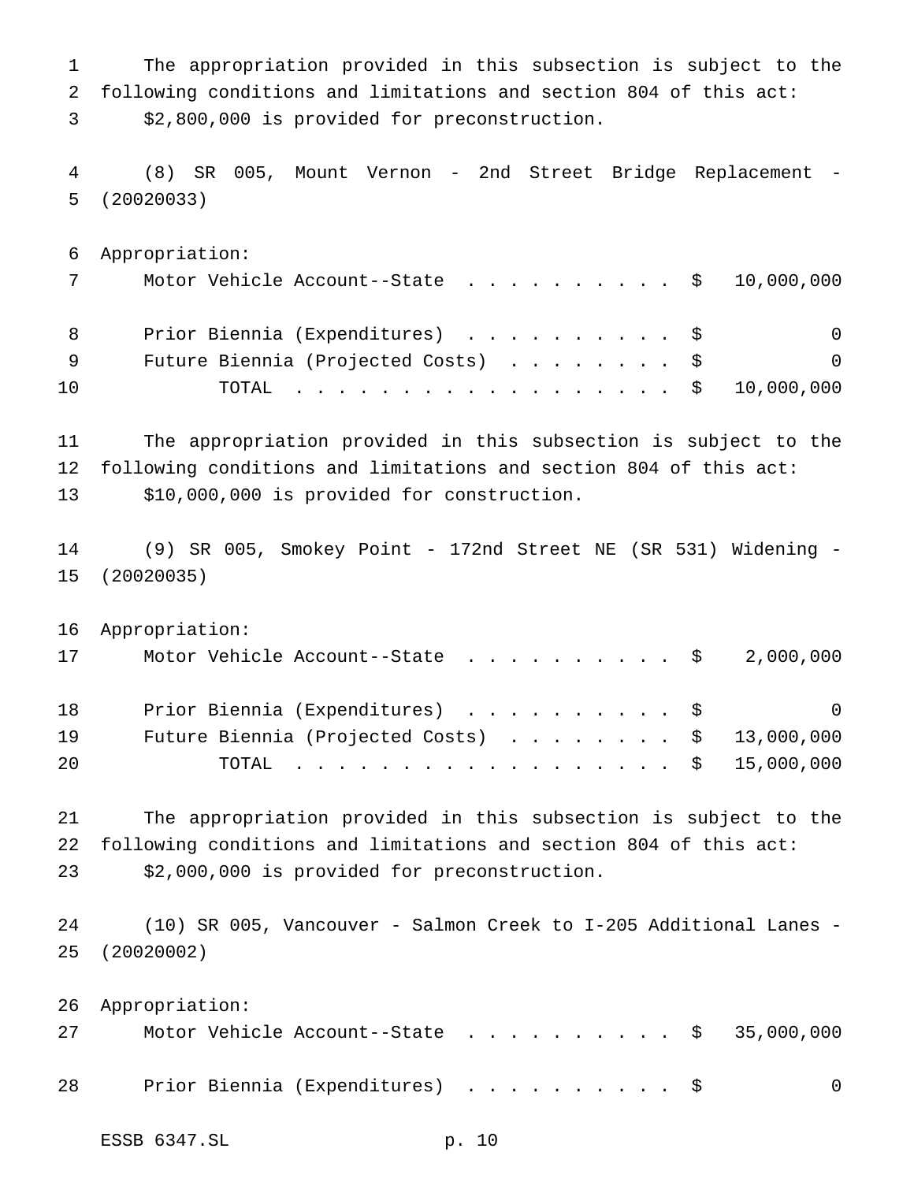The appropriation provided in this subsection is subject to the following conditions and limitations and section 804 of this act:

$2,800,000 is provided for preconstruction.

(8) SR 005, Mount Vernon - 2nd Street Bridge Replacement - (20020033)

Appropriation:

| | | |
|---|---|---|
| Motor Vehicle Account--State | $ | 10,000,000 |
| Prior Biennia (Expenditures) | $ | 0 |
| Future Biennia (Projected Costs) | $ | 0 |
| TOTAL | $ | 10,000,000 |

The appropriation provided in this subsection is subject to the following conditions and limitations and section 804 of this act:

$10,000,000 is provided for construction.

(9) SR 005, Smokey Point - 172nd Street NE (SR 531) Widening - (20020035)

Appropriation:

| | | |
|---|---|---|
| Motor Vehicle Account--State | $ | 2,000,000 |
| Prior Biennia (Expenditures) | $ | 0 |
| Future Biennia (Projected Costs) | $ | 13,000,000 |
| TOTAL | $ | 15,000,000 |

The appropriation provided in this subsection is subject to the following conditions and limitations and section 804 of this act:

$2,000,000 is provided for preconstruction.

(10) SR 005, Vancouver - Salmon Creek to I-205 Additional Lanes - (20020002)

Appropriation:

| | | |
|---|---|---|
| Motor Vehicle Account--State | $ | 35,000,000 |
| Prior Biennia (Expenditures) | $ | 0 |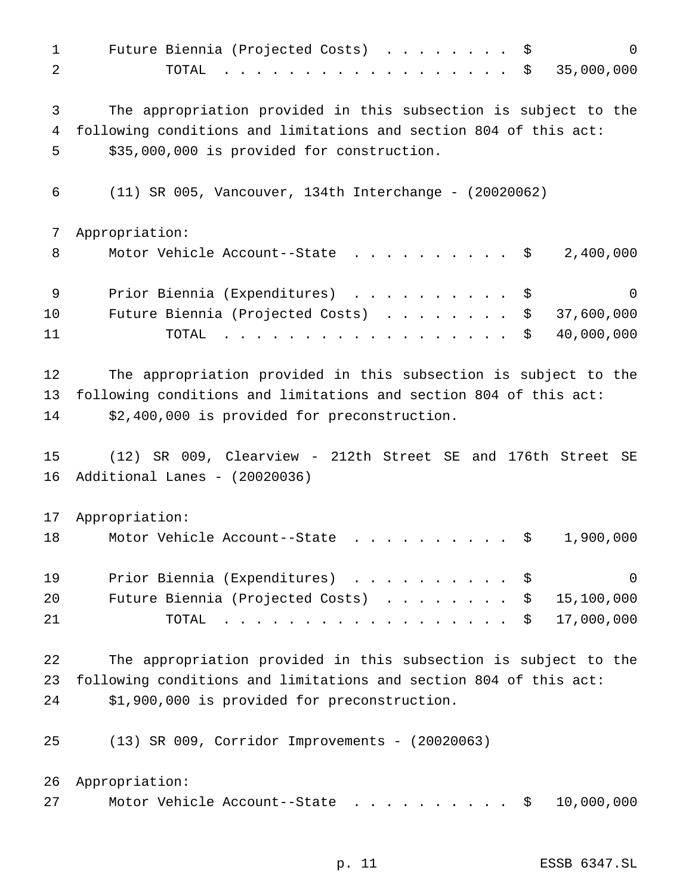| | |
|---|---|
| Future Biennia (Projected Costs) | $ 0 |
| TOTAL | $ 35,000,000 |

The appropriation provided in this subsection is subject to the following conditions and limitations and section 804 of this act: $35,000,000 is provided for construction.

(11) SR 005, Vancouver, 134th Interchange - (20020062)

Appropriation:

| | |
|---|---|
| Motor Vehicle Account--State | $ 2,400,000 |
| Prior Biennia (Expenditures) | $ 0 |
| Future Biennia (Projected Costs) | $ 37,600,000 |
| TOTAL | $ 40,000,000 |

The appropriation provided in this subsection is subject to the following conditions and limitations and section 804 of this act: $2,400,000 is provided for preconstruction.

(12) SR 009, Clearview - 212th Street SE and 176th Street SE Additional Lanes - (20020036)

Appropriation:

| | |
|---|---|
| Motor Vehicle Account--State | $ 1,900,000 |
| Prior Biennia (Expenditures) | $ 0 |
| Future Biennia (Projected Costs) | $ 15,100,000 |
| TOTAL | $ 17,000,000 |

The appropriation provided in this subsection is subject to the following conditions and limitations and section 804 of this act: $1,900,000 is provided for preconstruction.

(13) SR 009, Corridor Improvements - (20020063)

Appropriation:

| | |
|---|---|
| Motor Vehicle Account--State | $ 10,000,000 |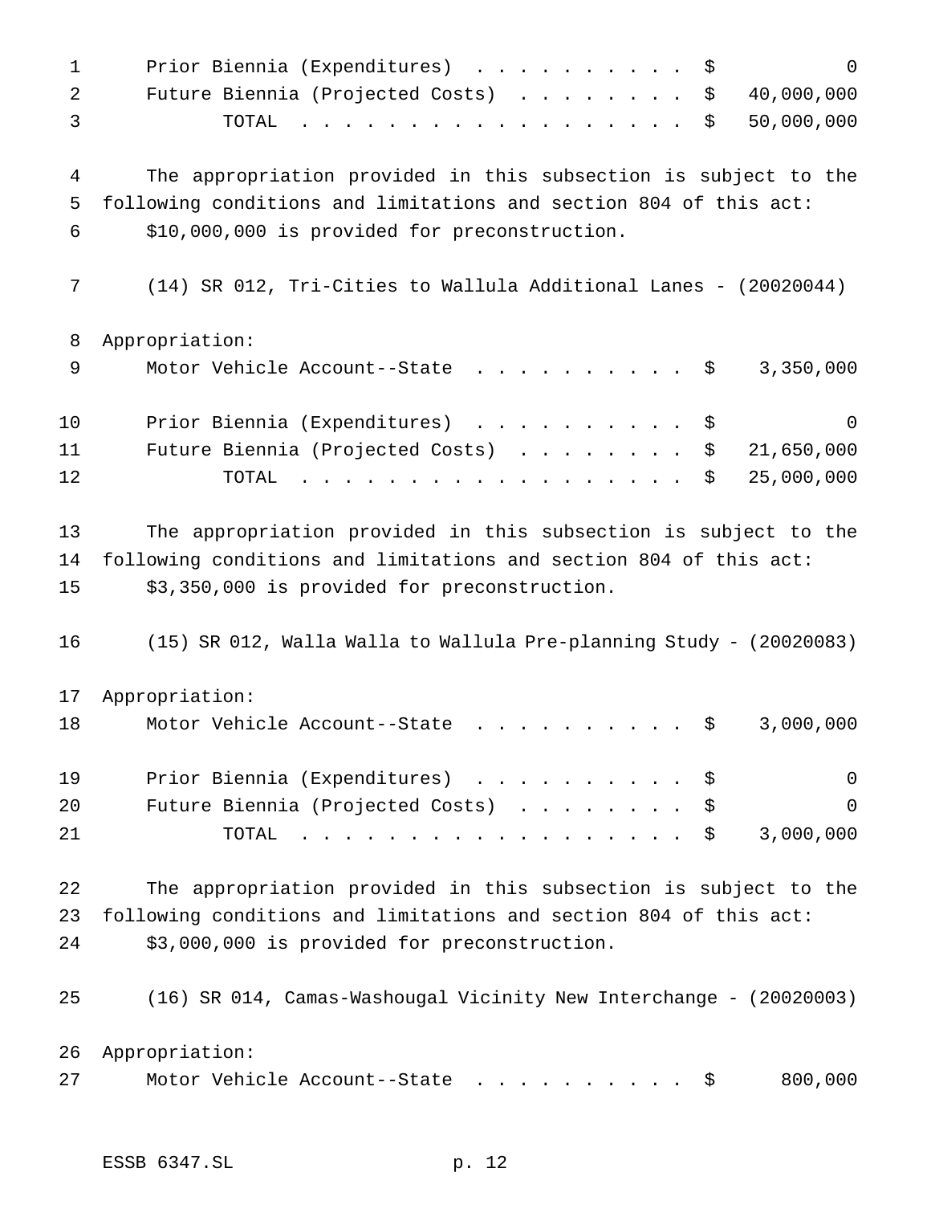| | | |
|---|---|---|
| Prior Biennia (Expenditures) | $ | 0 |
| Future Biennia (Projected Costs) | $ | 40,000,000 |
| TOTAL | $ | 50,000,000 |

The appropriation provided in this subsection is subject to the following conditions and limitations and section 804 of this act: $10,000,000 is provided for preconstruction.

(14) SR 012, Tri-Cities to Wallula Additional Lanes - (20020044)

Appropriation:

| | | |
|---|---|---|
| Motor Vehicle Account--State | $ | 3,350,000 |
| Prior Biennia (Expenditures) | $ | 0 |
| Future Biennia (Projected Costs) | $ | 21,650,000 |
| TOTAL | $ | 25,000,000 |

The appropriation provided in this subsection is subject to the following conditions and limitations and section 804 of this act: $3,350,000 is provided for preconstruction.

(15) SR 012, Walla Walla to Wallula Pre-planning Study - (20020083)

Appropriation:

| | | |
|---|---|---|
| Motor Vehicle Account--State | $ | 3,000,000 |
| Prior Biennia (Expenditures) | $ | 0 |
| Future Biennia (Projected Costs) | $ | 0 |
| TOTAL | $ | 3,000,000 |

The appropriation provided in this subsection is subject to the following conditions and limitations and section 804 of this act: $3,000,000 is provided for preconstruction.

(16) SR 014, Camas-Washougal Vicinity New Interchange - (20020003)

Appropriation:

| | | |
|---|---|---|
| Motor Vehicle Account--State | $ | 800,000 |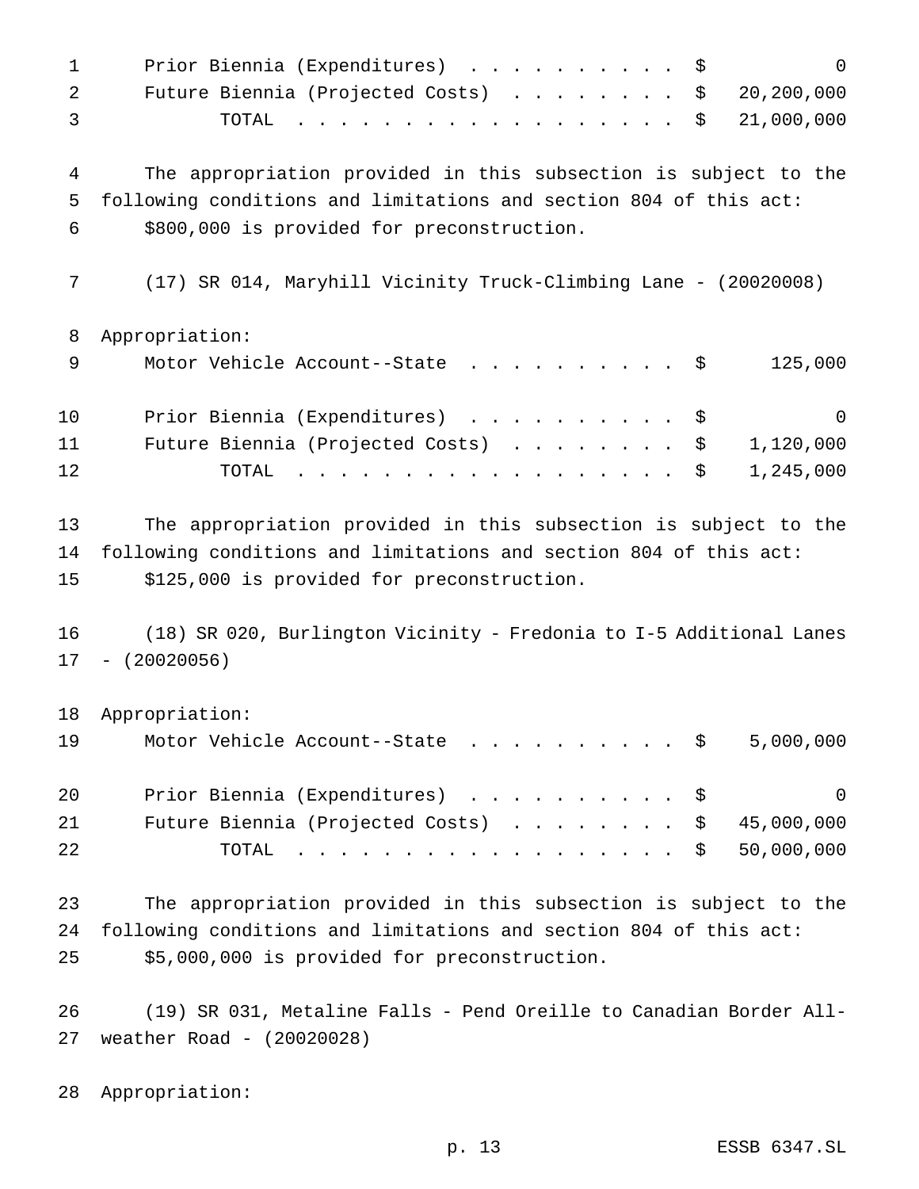| | | |
|---|---|---|
| Prior Biennia (Expenditures) | $ | 0 |
| Future Biennia (Projected Costs) | $ | 20,200,000 |
| TOTAL | $ | 21,000,000 |

The appropriation provided in this subsection is subject to the following conditions and limitations and section 804 of this act: $800,000 is provided for preconstruction.

(17) SR 014, Maryhill Vicinity Truck-Climbing Lane - (20020008)

Appropriation:

| | | |
|---|---|---|
| Motor Vehicle Account--State | $ | 125,000 |

| | | |
|---|---|---|
| Prior Biennia (Expenditures) | $ | 0 |
| Future Biennia (Projected Costs) | $ | 1,120,000 |
| TOTAL | $ | 1,245,000 |

The appropriation provided in this subsection is subject to the following conditions and limitations and section 804 of this act: $125,000 is provided for preconstruction.

(18) SR 020, Burlington Vicinity - Fredonia to I-5 Additional Lanes - (20020056)

Appropriation:

| | | |
|---|---|---|
| Motor Vehicle Account--State | $ | 5,000,000 |

| | | |
|---|---|---|
| Prior Biennia (Expenditures) | $ | 0 |
| Future Biennia (Projected Costs) | $ | 45,000,000 |
| TOTAL | $ | 50,000,000 |

The appropriation provided in this subsection is subject to the following conditions and limitations and section 804 of this act: $5,000,000 is provided for preconstruction.

(19) SR 031, Metaline Falls - Pend Oreille to Canadian Border All-weather Road - (20020028)

Appropriation: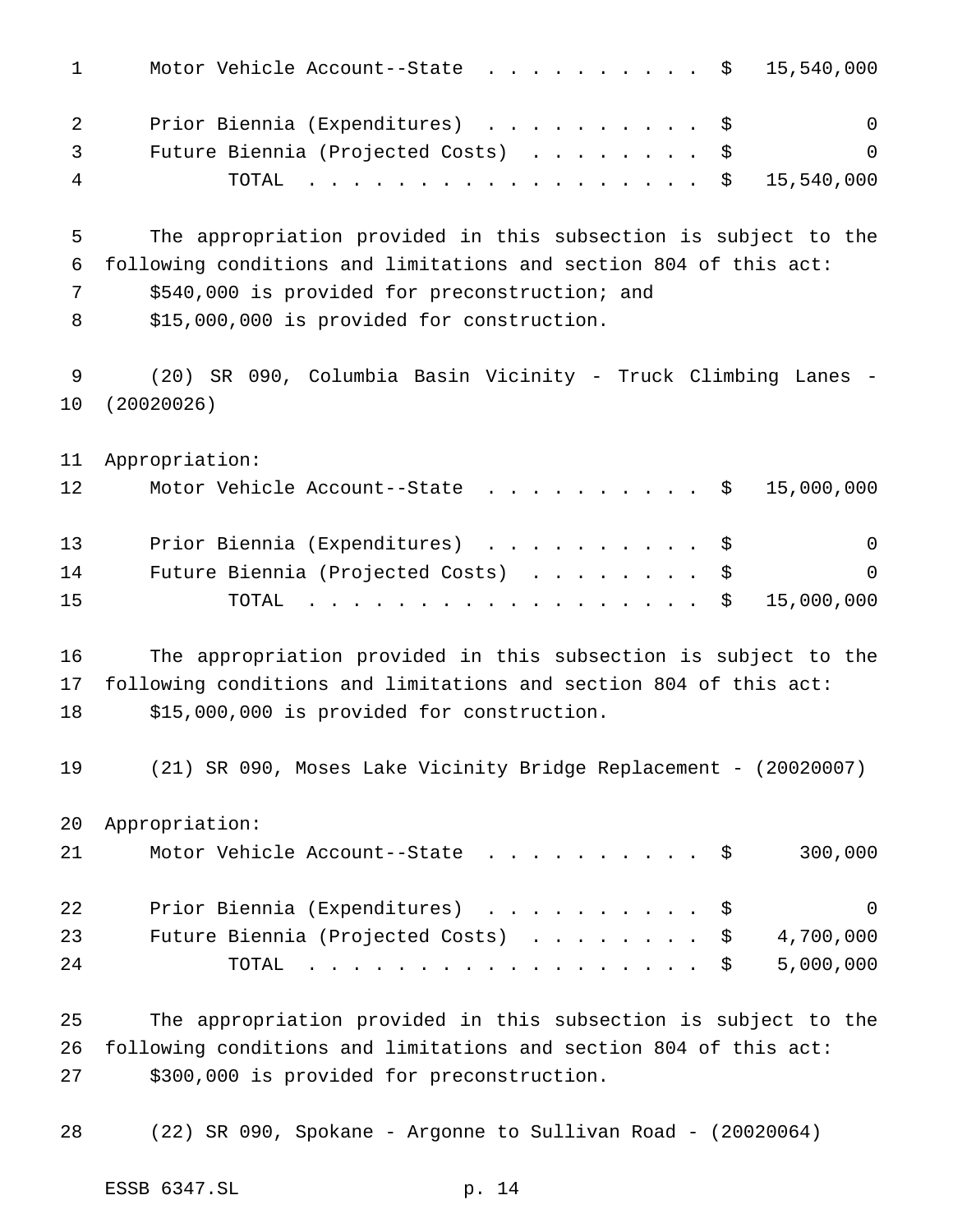| | |
|---|---|
| Motor Vehicle Account--State | $ 15,540,000 |
| Prior Biennia (Expenditures) | $ 0 |
| Future Biennia (Projected Costs) | $ 0 |
| TOTAL | $ 15,540,000 |

The appropriation provided in this subsection is subject to the following conditions and limitations and section 804 of this act:

$540,000 is provided for preconstruction; and

$15,000,000 is provided for construction.

(20) SR 090, Columbia Basin Vicinity - Truck Climbing Lanes - (20020026)

Appropriation:

| | |
|---|---|
| Motor Vehicle Account--State | $ 15,000,000 |
| Prior Biennia (Expenditures) | $ 0 |
| Future Biennia (Projected Costs) | $ 0 |
| TOTAL | $ 15,000,000 |

The appropriation provided in this subsection is subject to the following conditions and limitations and section 804 of this act:

$15,000,000 is provided for construction.

(21) SR 090, Moses Lake Vicinity Bridge Replacement - (20020007)

Appropriation:

| | |
|---|---|
| Motor Vehicle Account--State | $ 300,000 |
| Prior Biennia (Expenditures) | $ 0 |
| Future Biennia (Projected Costs) | $ 4,700,000 |
| TOTAL | $ 5,000,000 |

The appropriation provided in this subsection is subject to the following conditions and limitations and section 804 of this act:

$300,000 is provided for preconstruction.

(22) SR 090, Spokane - Argonne to Sullivan Road - (20020064)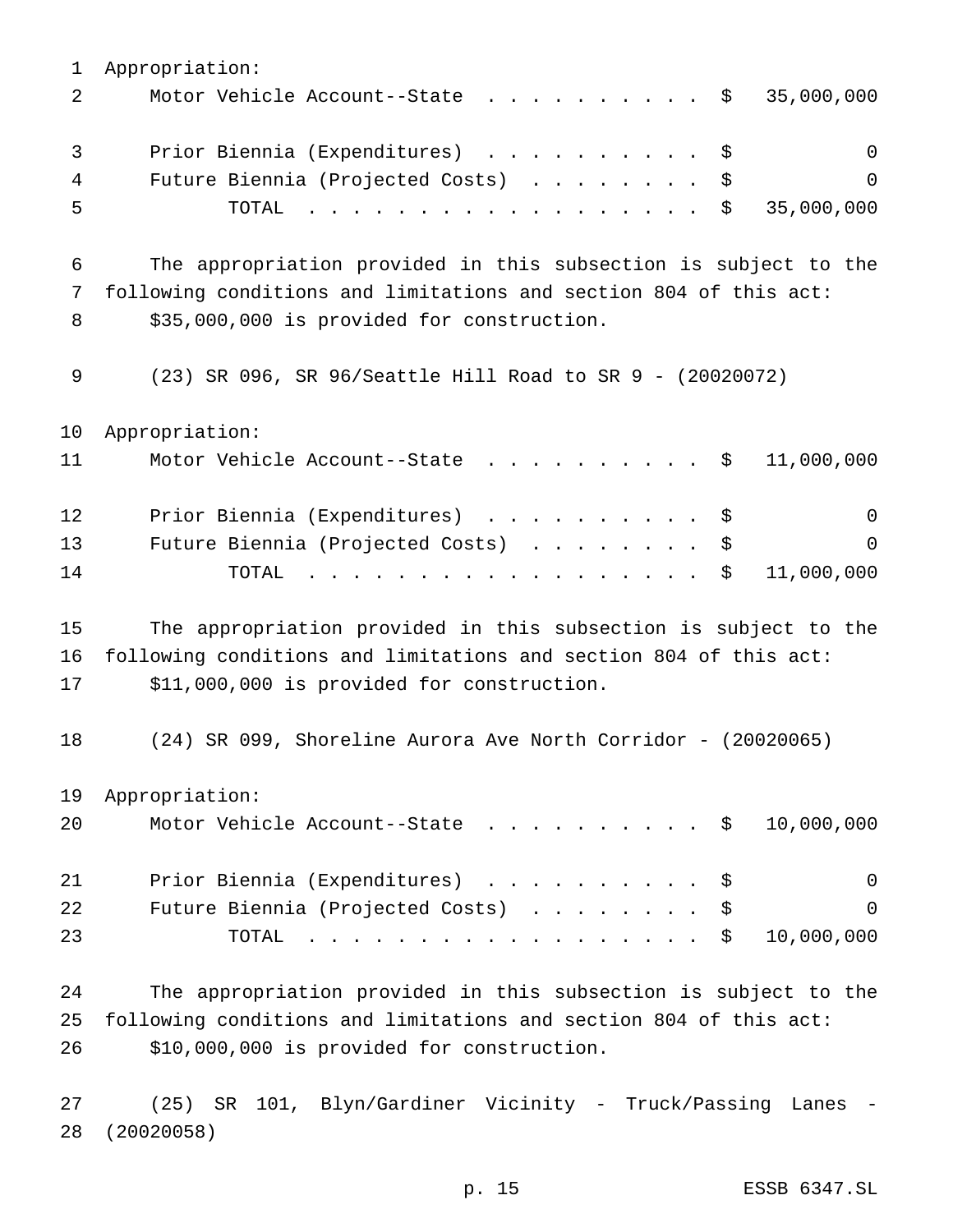Appropriation:

| | | |
|---|---|---|
| Motor Vehicle Account--State | $ | 35,000,000 |
| Prior Biennia (Expenditures) | $ | 0 |
| Future Biennia (Projected Costs) | $ | 0 |
| TOTAL | $ | 35,000,000 |

The appropriation provided in this subsection is subject to the following conditions and limitations and section 804 of this act:

$35,000,000 is provided for construction.

(23) SR 096, SR 96/Seattle Hill Road to SR 9 - (20020072)

Appropriation:

| | | |
|---|---|---|
| Motor Vehicle Account--State | $ | 11,000,000 |
| Prior Biennia (Expenditures) | $ | 0 |
| Future Biennia (Projected Costs) | $ | 0 |
| TOTAL | $ | 11,000,000 |

The appropriation provided in this subsection is subject to the following conditions and limitations and section 804 of this act:

$11,000,000 is provided for construction.

(24) SR 099, Shoreline Aurora Ave North Corridor - (20020065)

Appropriation:

| | | |
|---|---|---|
| Motor Vehicle Account--State | $ | 10,000,000 |
| Prior Biennia (Expenditures) | $ | 0 |
| Future Biennia (Projected Costs) | $ | 0 |
| TOTAL | $ | 10,000,000 |

The appropriation provided in this subsection is subject to the following conditions and limitations and section 804 of this act:

$10,000,000 is provided for construction.

(25) SR 101, Blyn/Gardiner Vicinity - Truck/Passing Lanes - (20020058)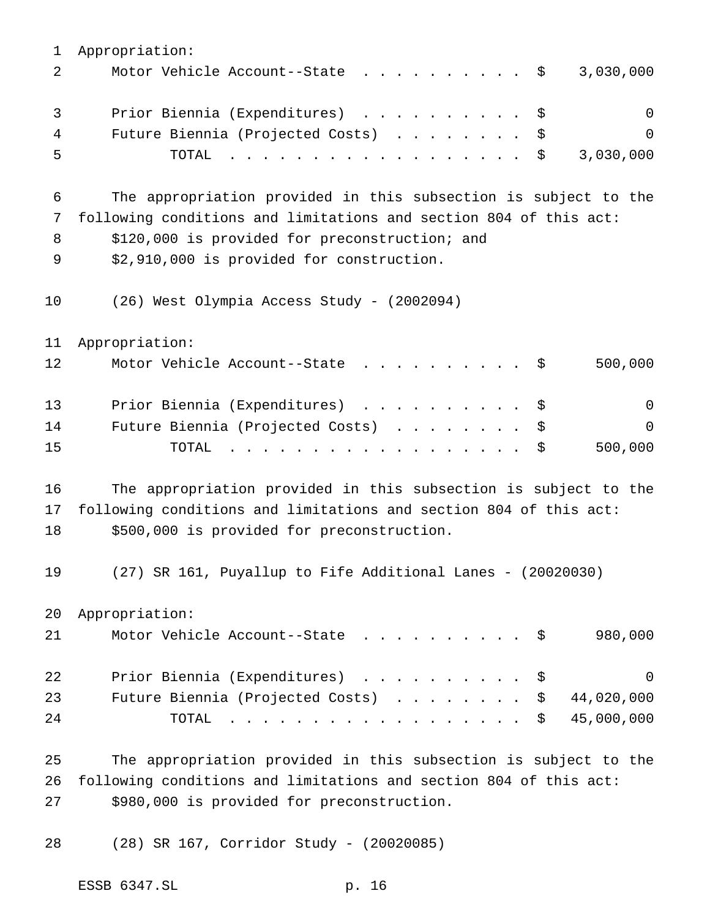Appropriation:

| | | |
|---|---|---|
| Motor Vehicle Account--State | $ | 3,030,000 |
| Prior Biennia (Expenditures) | $ | 0 |
| Future Biennia (Projected Costs) | $ | 0 |
| TOTAL | $ | 3,030,000 |

The appropriation provided in this subsection is subject to the following conditions and limitations and section 804 of this act:

$120,000 is provided for preconstruction; and

$2,910,000 is provided for construction.

(26) West Olympia Access Study - (2002094)

Appropriation:

| | | |
|---|---|---|
| Motor Vehicle Account--State | $ | 500,000 |
| Prior Biennia (Expenditures) | $ | 0 |
| Future Biennia (Projected Costs) | $ | 0 |
| TOTAL | $ | 500,000 |

The appropriation provided in this subsection is subject to the following conditions and limitations and section 804 of this act:

$500,000 is provided for preconstruction.

(27) SR 161, Puyallup to Fife Additional Lanes - (20020030)

Appropriation:

| | | |
|---|---|---|
| Motor Vehicle Account--State | $ | 980,000 |
| Prior Biennia (Expenditures) | $ | 0 |
| Future Biennia (Projected Costs) | $ | 44,020,000 |
| TOTAL | $ | 45,000,000 |

The appropriation provided in this subsection is subject to the following conditions and limitations and section 804 of this act:

$980,000 is provided for preconstruction.

(28) SR 167, Corridor Study - (20020085)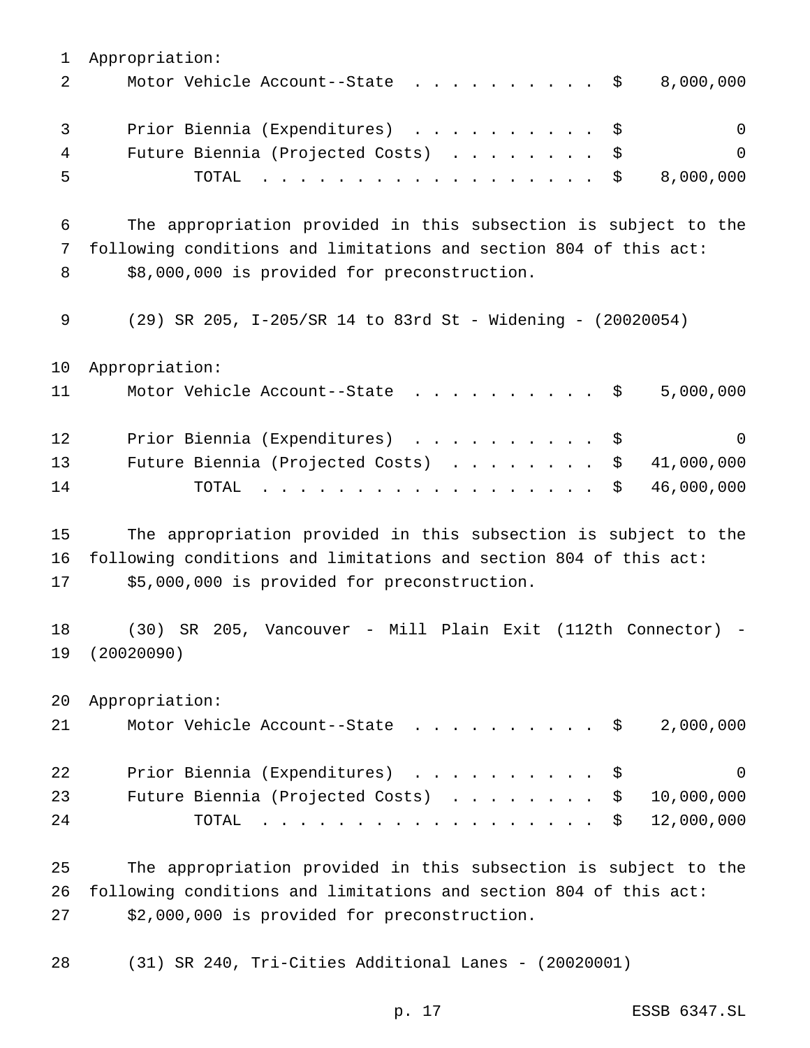Appropriation:

| | | |
|---|---|---|
| Motor Vehicle Account--State | $ | 8,000,000 |
| Prior Biennia (Expenditures) | $ | 0 |
| Future Biennia (Projected Costs) | $ | 0 |
| TOTAL | $ | 8,000,000 |

The appropriation provided in this subsection is subject to the following conditions and limitations and section 804 of this act: $8,000,000 is provided for preconstruction.

(29) SR 205, I-205/SR 14 to 83rd St - Widening - (20020054)

Appropriation:

| | | |
|---|---|---|
| Motor Vehicle Account--State | $ | 5,000,000 |
| Prior Biennia (Expenditures) | $ | 0 |
| Future Biennia (Projected Costs) | $ | 41,000,000 |
| TOTAL | $ | 46,000,000 |

The appropriation provided in this subsection is subject to the following conditions and limitations and section 804 of this act: $5,000,000 is provided for preconstruction.

(30) SR 205, Vancouver - Mill Plain Exit (112th Connector) - (20020090)

Appropriation:

| | | |
|---|---|---|
| Motor Vehicle Account--State | $ | 2,000,000 |
| Prior Biennia (Expenditures) | $ | 0 |
| Future Biennia (Projected Costs) | $ | 10,000,000 |
| TOTAL | $ | 12,000,000 |

The appropriation provided in this subsection is subject to the following conditions and limitations and section 804 of this act: $2,000,000 is provided for preconstruction.

(31) SR 240, Tri-Cities Additional Lanes - (20020001)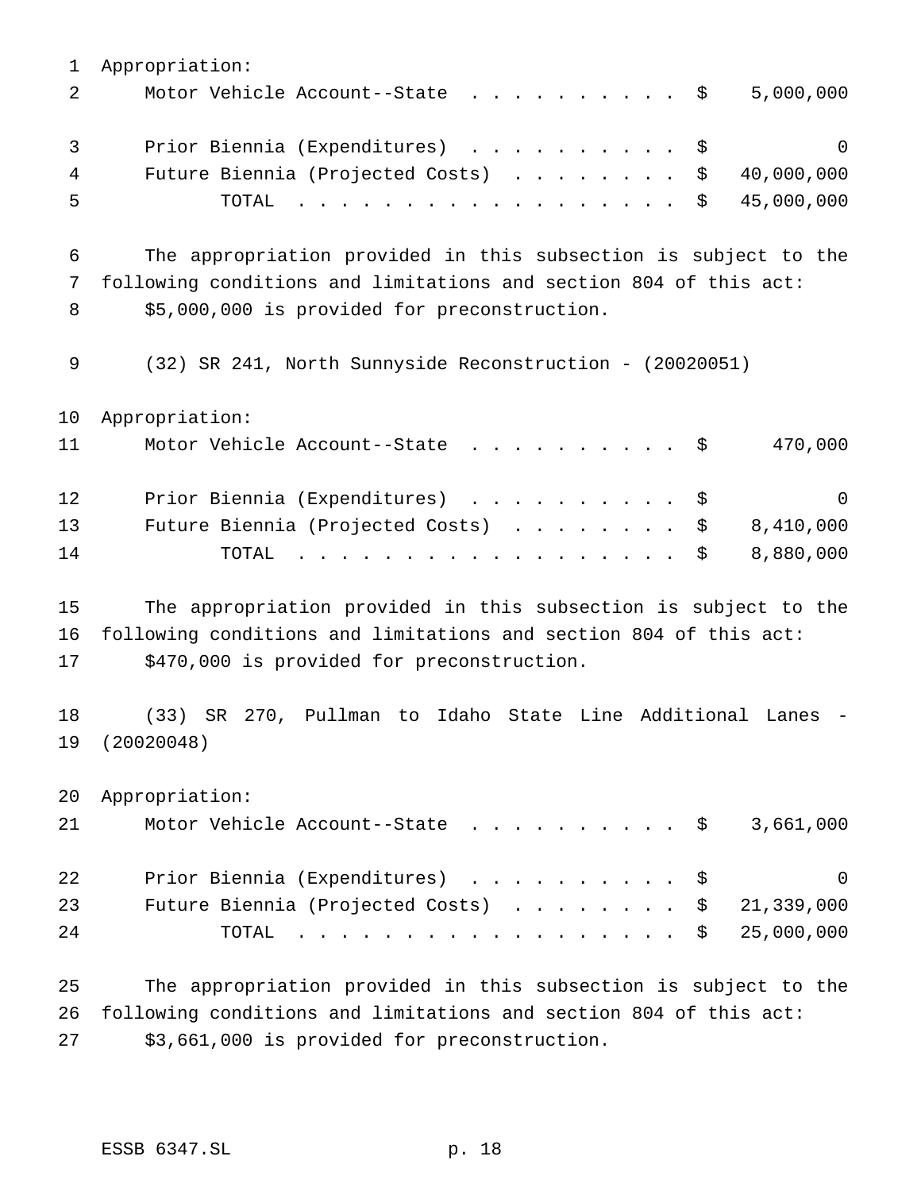Appropriation:

| | | |
|---|---|---|
| Motor Vehicle Account--State | $ | 5,000,000 |
| Prior Biennia (Expenditures) | $ | 0 |
| Future Biennia (Projected Costs) | $ | 40,000,000 |
| TOTAL | $ | 45,000,000 |

The appropriation provided in this subsection is subject to the following conditions and limitations and section 804 of this act: $5,000,000 is provided for preconstruction.

(32) SR 241, North Sunnyside Reconstruction - (20020051)

Appropriation:

| | | |
|---|---|---|
| Motor Vehicle Account--State | $ | 470,000 |
| Prior Biennia (Expenditures) | $ | 0 |
| Future Biennia (Projected Costs) | $ | 8,410,000 |
| TOTAL | $ | 8,880,000 |

The appropriation provided in this subsection is subject to the following conditions and limitations and section 804 of this act: $470,000 is provided for preconstruction.

(33) SR 270, Pullman to Idaho State Line Additional Lanes - (20020048)

Appropriation:

| | | |
|---|---|---|
| Motor Vehicle Account--State | $ | 3,661,000 |
| Prior Biennia (Expenditures) | $ | 0 |
| Future Biennia (Projected Costs) | $ | 21,339,000 |
| TOTAL | $ | 25,000,000 |

The appropriation provided in this subsection is subject to the following conditions and limitations and section 804 of this act: $3,661,000 is provided for preconstruction.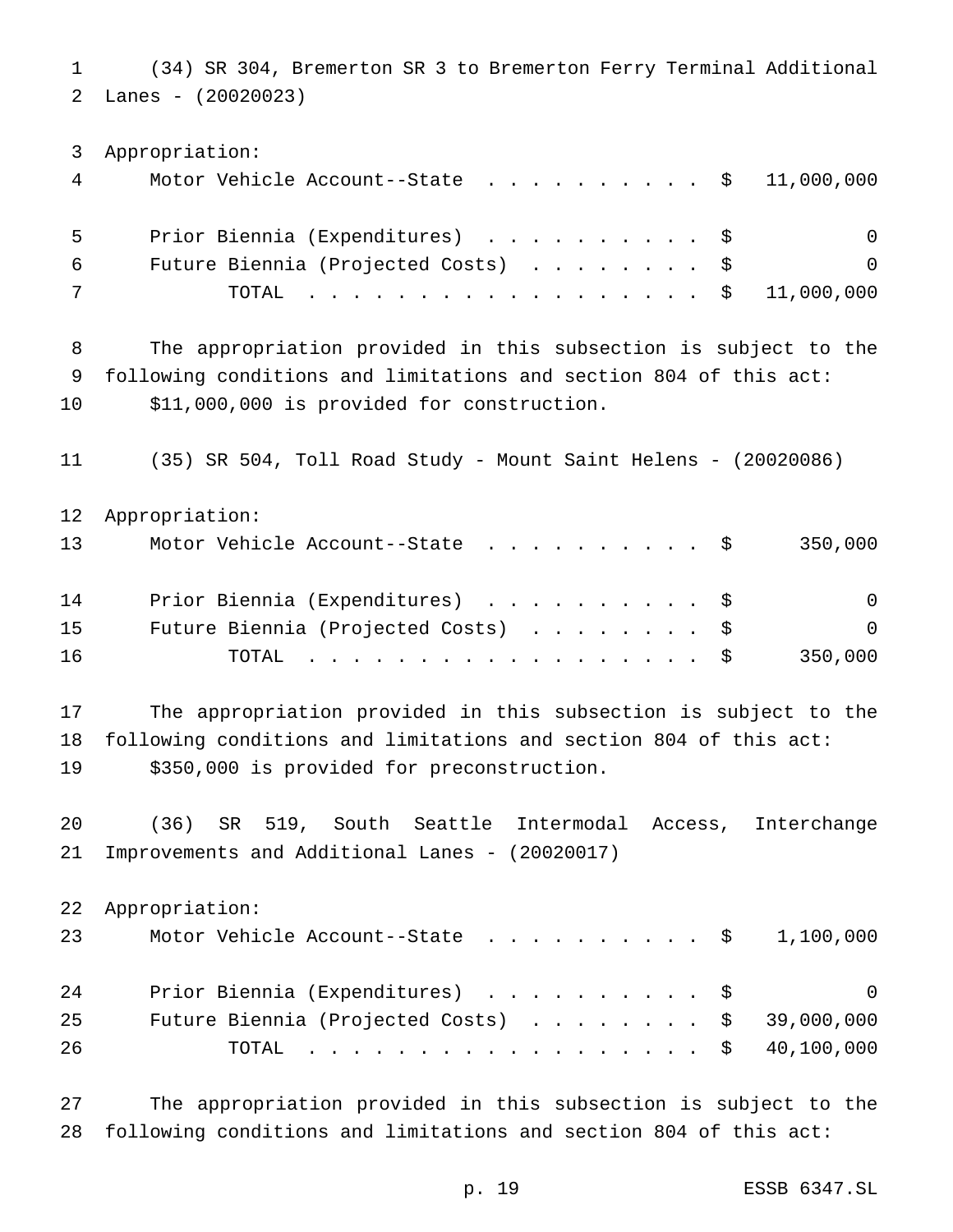(34) SR 304, Bremerton SR 3 to Bremerton Ferry Terminal Additional Lanes - (20020023)

Appropriation:

| | | |
|---|---|---|
| Motor Vehicle Account--State | $ | 11,000,000 |
| Prior Biennia (Expenditures) | $ | 0 |
| Future Biennia (Projected Costs) | $ | 0 |
| TOTAL | $ | 11,000,000 |

The appropriation provided in this subsection is subject to the following conditions and limitations and section 804 of this act: $11,000,000 is provided for construction.

(35) SR 504, Toll Road Study - Mount Saint Helens - (20020086)

Appropriation:

| | | |
|---|---|---|
| Motor Vehicle Account--State | $ | 350,000 |
| Prior Biennia (Expenditures) | $ | 0 |
| Future Biennia (Projected Costs) | $ | 0 |
| TOTAL | $ | 350,000 |

The appropriation provided in this subsection is subject to the following conditions and limitations and section 804 of this act: $350,000 is provided for preconstruction.

(36) SR 519, South Seattle Intermodal Access, Interchange Improvements and Additional Lanes - (20020017)

Appropriation:

| | | |
|---|---|---|
| Motor Vehicle Account--State | $ | 1,100,000 |
| Prior Biennia (Expenditures) | $ | 0 |
| Future Biennia (Projected Costs) | $ | 39,000,000 |
| TOTAL | $ | 40,100,000 |

The appropriation provided in this subsection is subject to the following conditions and limitations and section 804 of this act: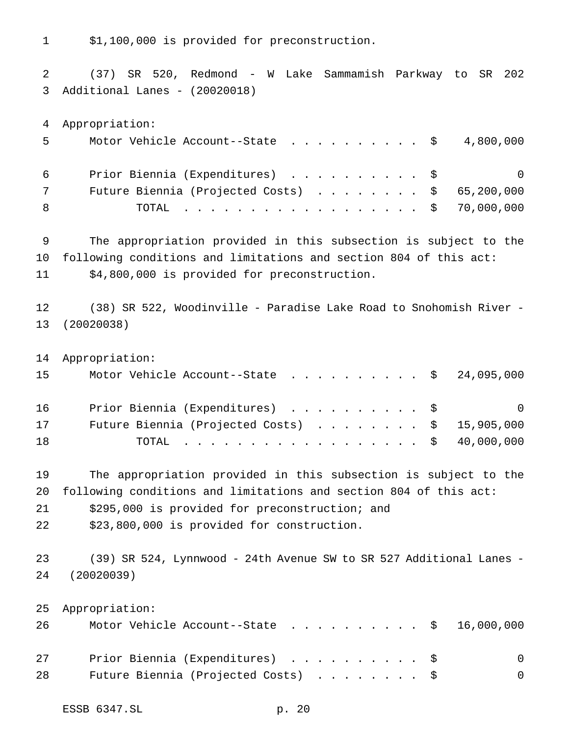$1,100,000 is provided for preconstruction.

(37) SR 520, Redmond - W Lake Sammamish Parkway to SR 202 Additional Lanes - (20020018)

Appropriation:

| | | |
|---|---|---|
| Motor Vehicle Account--State | $ | 4,800,000 |
| Prior Biennia (Expenditures) | $ | 0 |
| Future Biennia (Projected Costs) | $ | 65,200,000 |
| TOTAL | $ | 70,000,000 |

The appropriation provided in this subsection is subject to the following conditions and limitations and section 804 of this act:

$4,800,000 is provided for preconstruction.

(38) SR 522, Woodinville - Paradise Lake Road to Snohomish River - (20020038)

Appropriation:

| | | |
|---|---|---|
| Motor Vehicle Account--State | $ | 24,095,000 |
| Prior Biennia (Expenditures) | $ | 0 |
| Future Biennia (Projected Costs) | $ | 15,905,000 |
| TOTAL | $ | 40,000,000 |

The appropriation provided in this subsection is subject to the following conditions and limitations and section 804 of this act:

$295,000 is provided for preconstruction; and

$23,800,000 is provided for construction.

(39) SR 524, Lynnwood - 24th Avenue SW to SR 527 Additional Lanes - (20020039)

Appropriation:

| | | |
|---|---|---|
| Motor Vehicle Account--State | $ | 16,000,000 |
| Prior Biennia (Expenditures) | $ | 0 |
| Future Biennia (Projected Costs) | $ | 0 |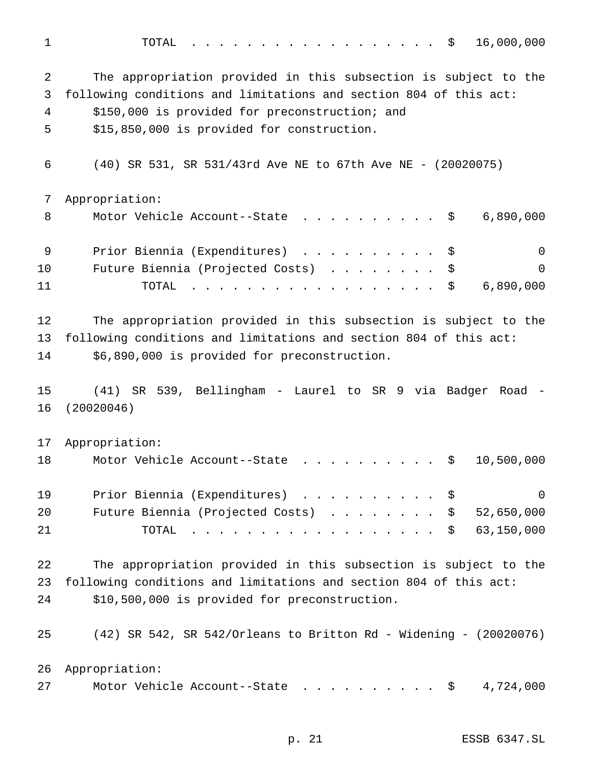| | | |
|---|---|---|
| TOTAL | $ | 16,000,000 |

The appropriation provided in this subsection is subject to the following conditions and limitations and section 804 of this act:

$150,000 is provided for preconstruction; and

$15,850,000 is provided for construction.

(40) SR 531, SR 531/43rd Ave NE to 67th Ave NE - (20020075)

Appropriation:

| | | |
|---|---|---|
| Motor Vehicle Account--State | $ | 6,890,000 |
| Prior Biennia (Expenditures) | $ | 0 |
| Future Biennia (Projected Costs) | $ | 0 |
| TOTAL | $ | 6,890,000 |

The appropriation provided in this subsection is subject to the following conditions and limitations and section 804 of this act:

$6,890,000 is provided for preconstruction.

(41) SR 539, Bellingham - Laurel to SR 9 via Badger Road - (20020046)

Appropriation:

| | | |
|---|---|---|
| Motor Vehicle Account--State | $ | 10,500,000 |
| Prior Biennia (Expenditures) | $ | 0 |
| Future Biennia (Projected Costs) | $ | 52,650,000 |
| TOTAL | $ | 63,150,000 |

The appropriation provided in this subsection is subject to the following conditions and limitations and section 804 of this act:

$10,500,000 is provided for preconstruction.

(42) SR 542, SR 542/Orleans to Britton Rd - Widening - (20020076)

Appropriation:

| | | |
|---|---|---|
| Motor Vehicle Account--State | $ | 4,724,000 |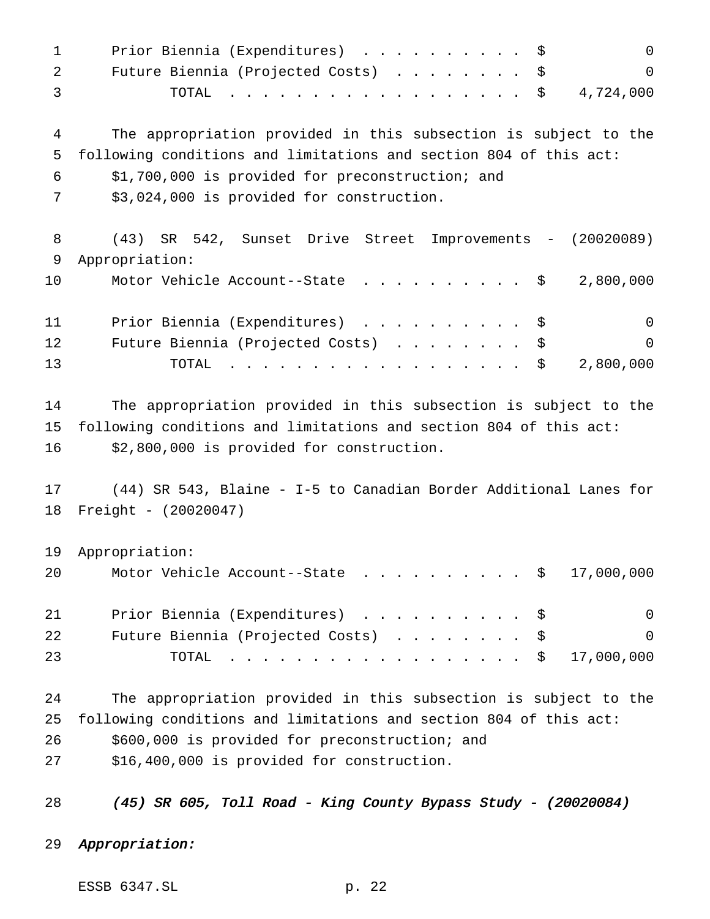Prior Biennia (Expenditures) . . . . . . . . . . $ 0
Future Biennia (Projected Costs) . . . . . . . . $ 0
TOTAL . . . . . . . . . . . . . . . . . . $ 4,724,000

The appropriation provided in this subsection is subject to the following conditions and limitations and section 804 of this act:

$1,700,000 is provided for preconstruction; and

$3,024,000 is provided for construction.

(43) SR 542, Sunset Drive Street Improvements - (20020089)

Appropriation:

Motor Vehicle Account--State . . . . . . . . . . $ 2,800,000

Prior Biennia (Expenditures) . . . . . . . . . . $ 0
Future Biennia (Projected Costs) . . . . . . . . $ 0
TOTAL . . . . . . . . . . . . . . . . . . $ 2,800,000

The appropriation provided in this subsection is subject to the following conditions and limitations and section 804 of this act:

$2,800,000 is provided for construction.

(44) SR 543, Blaine - I-5 to Canadian Border Additional Lanes for Freight - (20020047)

Appropriation:

Motor Vehicle Account--State . . . . . . . . . . $ 17,000,000

Prior Biennia (Expenditures) . . . . . . . . . . $ 0
Future Biennia (Projected Costs) . . . . . . . . $ 0
TOTAL . . . . . . . . . . . . . . . . . . $ 17,000,000

The appropriation provided in this subsection is subject to the following conditions and limitations and section 804 of this act:

$600,000 is provided for preconstruction; and

$16,400,000 is provided for construction.

*(45) SR 605, Toll Road - King County Bypass Study - (20020084)*

*Appropriation:*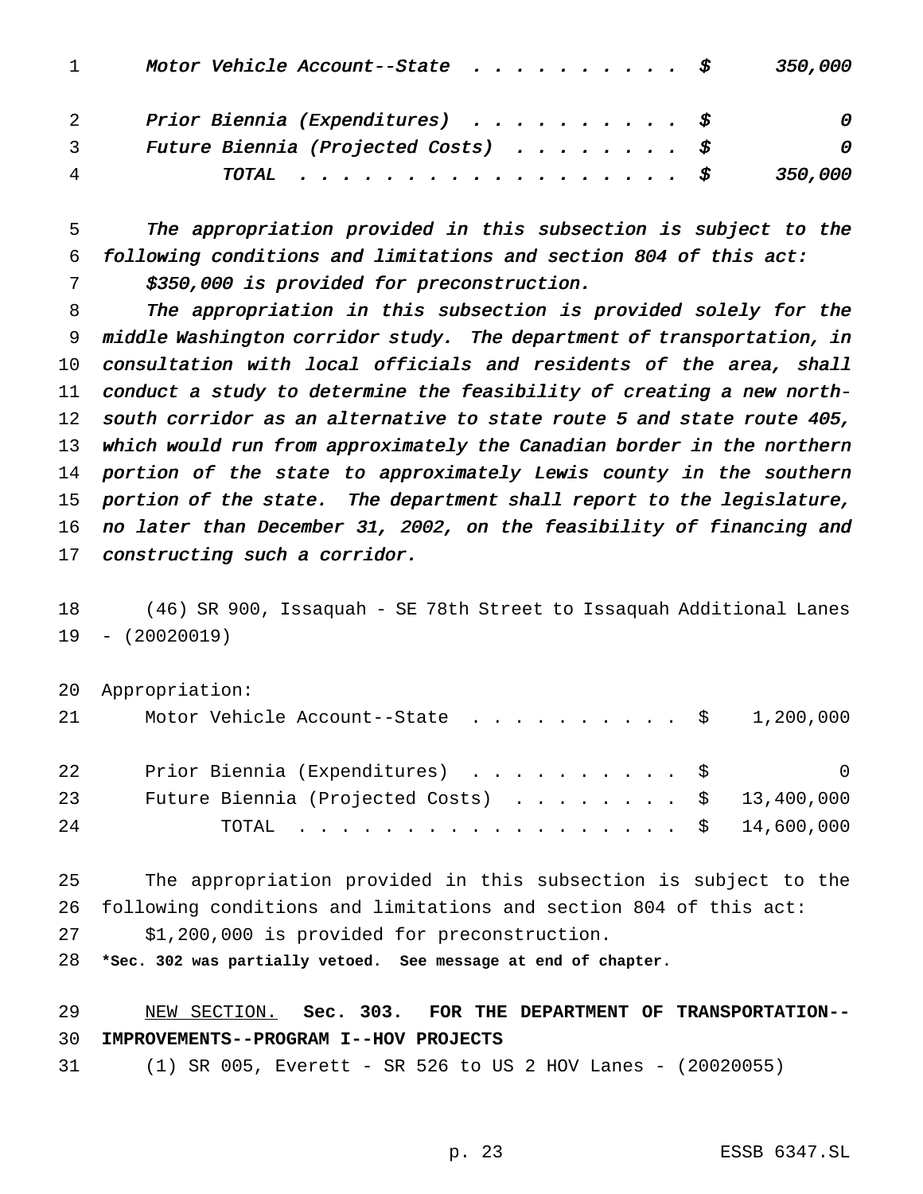| | | |
|---|---|---|
| *Motor Vehicle Account--State* | *$* | *350,000* |
| *Prior Biennia (Expenditures)* | *$* | *0* |
| *Future Biennia (Projected Costs)* | *$* | *0* |
| *TOTAL* | *$* | *350,000* |

*The appropriation provided in this subsection is subject to the following conditions and limitations and section 804 of this act:*

*$350,000 is provided for preconstruction.*

*The appropriation in this subsection is provided solely for the middle Washington corridor study. The department of transportation, in consultation with local officials and residents of the area, shall conduct a study to determine the feasibility of creating a new north-south corridor as an alternative to state route 5 and state route 405, which would run from approximately the Canadian border in the northern portion of the state to approximately Lewis county in the southern portion of the state. The department shall report to the legislature, no later than December 31, 2002, on the feasibility of financing and constructing such a corridor.*

(46) SR 900, Issaquah - SE 78th Street to Issaquah Additional Lanes - (20020019)

Appropriation:

| | | |
|---|---|---|
| Motor Vehicle Account--State | $ | 1,200,000 |
| Prior Biennia (Expenditures) | $ | 0 |
| Future Biennia (Projected Costs) | $ | 13,400,000 |
| TOTAL | $ | 14,600,000 |

The appropriation provided in this subsection is subject to the following conditions and limitations and section 804 of this act:

$1,200,000 is provided for preconstruction.

**\*Sec. 302 was partially vetoed. See message at end of chapter.**

NEW SECTION. **Sec. 303. FOR THE DEPARTMENT OF TRANSPORTATION--IMPROVEMENTS--PROGRAM I--HOV PROJECTS**

(1) SR 005, Everett - SR 526 to US 2 HOV Lanes - (20020055)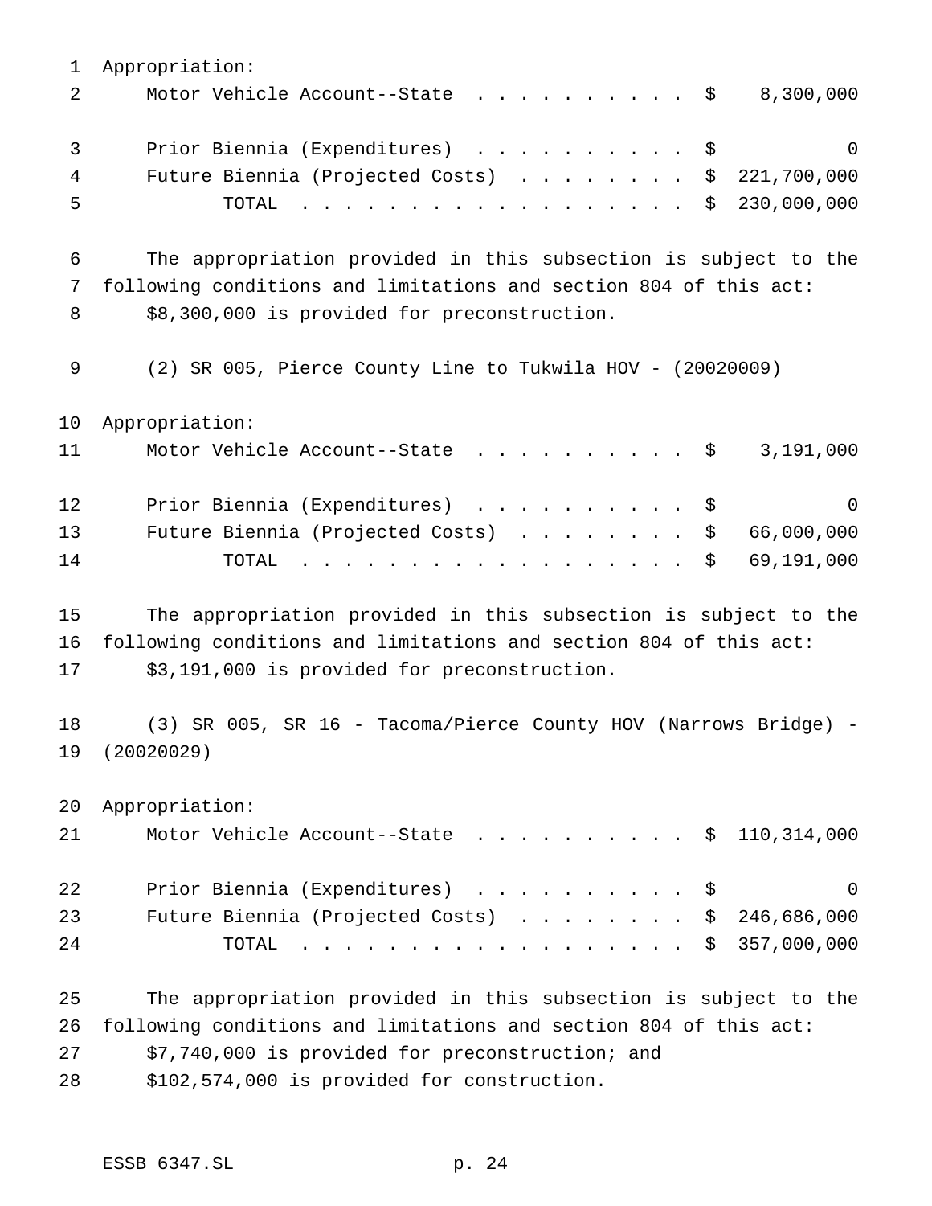Appropriation:

| | | |
|---|---|---|
| Motor Vehicle Account--State | $ | 8,300,000 |
| Prior Biennia (Expenditures) | $ | 0 |
| Future Biennia (Projected Costs) | $ | 221,700,000 |
| TOTAL | $ | 230,000,000 |

The appropriation provided in this subsection is subject to the following conditions and limitations and section 804 of this act:

$8,300,000 is provided for preconstruction.

(2) SR 005, Pierce County Line to Tukwila HOV - (20020009)

Appropriation:

| | | |
|---|---|---|
| Motor Vehicle Account--State | $ | 3,191,000 |
| Prior Biennia (Expenditures) | $ | 0 |
| Future Biennia (Projected Costs) | $ | 66,000,000 |
| TOTAL | $ | 69,191,000 |

The appropriation provided in this subsection is subject to the following conditions and limitations and section 804 of this act:

$3,191,000 is provided for preconstruction.

(3) SR 005, SR 16 - Tacoma/Pierce County HOV (Narrows Bridge) - (20020029)

Appropriation:

| | | |
|---|---|---|
| Motor Vehicle Account--State | $ | 110,314,000 |
| Prior Biennia (Expenditures) | $ | 0 |
| Future Biennia (Projected Costs) | $ | 246,686,000 |
| TOTAL | $ | 357,000,000 |

The appropriation provided in this subsection is subject to the following conditions and limitations and section 804 of this act:

$7,740,000 is provided for preconstruction; and

$102,574,000 is provided for construction.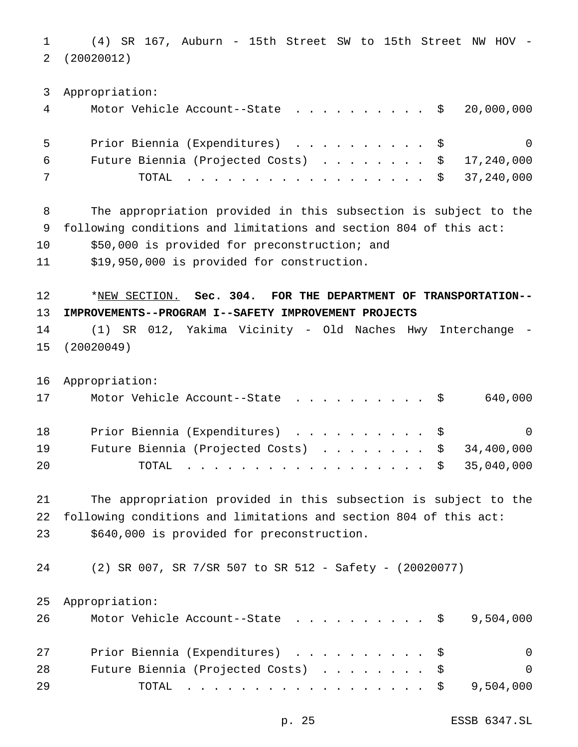(4) SR 167, Auburn - 15th Street SW to 15th Street NW HOV - (20020012)

| Appropriation: | |
|---|---|
| Motor Vehicle Account--State | $ 20,000,000 |
| Prior Biennia (Expenditures) | $ 0 |
| Future Biennia (Projected Costs) | $ 17,240,000 |
| TOTAL | $ 37,240,000 |

The appropriation provided in this subsection is subject to the following conditions and limitations and section 804 of this act:

$50,000 is provided for preconstruction; and

$19,950,000 is provided for construction.

*NEW SECTION. **Sec. 304. FOR THE DEPARTMENT OF TRANSPORTATION--IMPROVEMENTS--PROGRAM I--SAFETY IMPROVEMENT PROJECTS**

(1) SR 012, Yakima Vicinity - Old Naches Hwy Interchange - (20020049)

| Appropriation: | |
|---|---|
| Motor Vehicle Account--State | $ 640,000 |
| Prior Biennia (Expenditures) | $ 0 |
| Future Biennia (Projected Costs) | $ 34,400,000 |
| TOTAL | $ 35,040,000 |

The appropriation provided in this subsection is subject to the following conditions and limitations and section 804 of this act:

$640,000 is provided for preconstruction.

(2) SR 007, SR 7/SR 507 to SR 512 - Safety - (20020077)

| Appropriation: | |
|---|---|
| Motor Vehicle Account--State | $ 9,504,000 |
| Prior Biennia (Expenditures) | $ 0 |
| Future Biennia (Projected Costs) | $ 0 |
| TOTAL | $ 9,504,000 |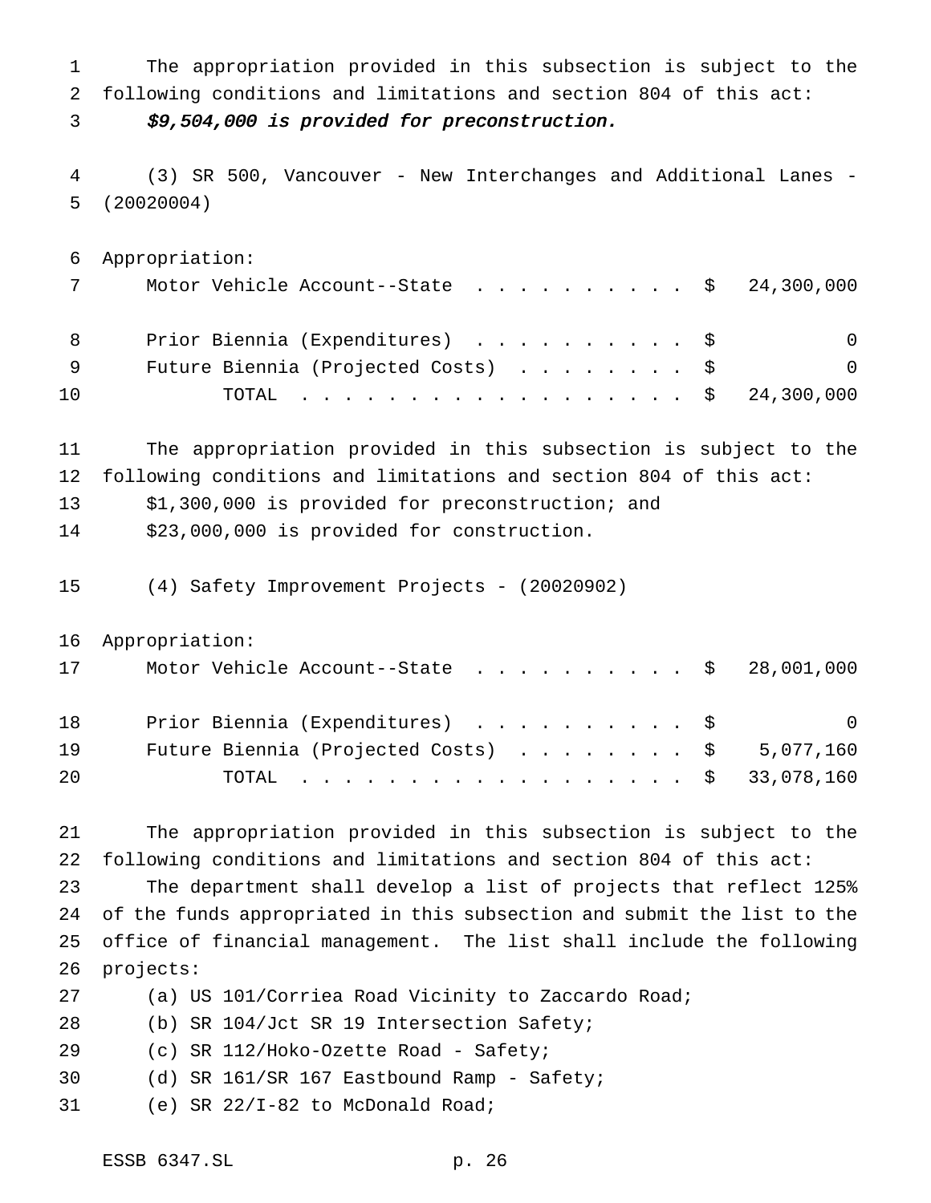The appropriation provided in this subsection is subject to the following conditions and limitations and section 804 of this act:

***$9,504,000 is provided for preconstruction.***

(3) SR 500, Vancouver - New Interchanges and Additional Lanes - (20020004)

| Appropriation: | |
|---|---|
| Motor Vehicle Account--State | $ 24,300,000 |
| Prior Biennia (Expenditures) | $ 0 |
| Future Biennia (Projected Costs) | $ 0 |
| TOTAL | $ 24,300,000 |

The appropriation provided in this subsection is subject to the following conditions and limitations and section 804 of this act:

$1,300,000 is provided for preconstruction; and

$23,000,000 is provided for construction.

(4) Safety Improvement Projects - (20020902)

| Appropriation: | |
|---|---|
| Motor Vehicle Account--State | $ 28,001,000 |
| Prior Biennia (Expenditures) | $ 0 |
| Future Biennia (Projected Costs) | $ 5,077,160 |
| TOTAL | $ 33,078,160 |

The appropriation provided in this subsection is subject to the following conditions and limitations and section 804 of this act:

The department shall develop a list of projects that reflect 125% of the funds appropriated in this subsection and submit the list to the office of financial management. The list shall include the following projects:

(a) US 101/Corriea Road Vicinity to Zaccardo Road;

(b) SR 104/Jct SR 19 Intersection Safety;

(c) SR 112/Hoko-Ozette Road - Safety;

(d) SR 161/SR 167 Eastbound Ramp - Safety;

(e) SR 22/I-82 to McDonald Road;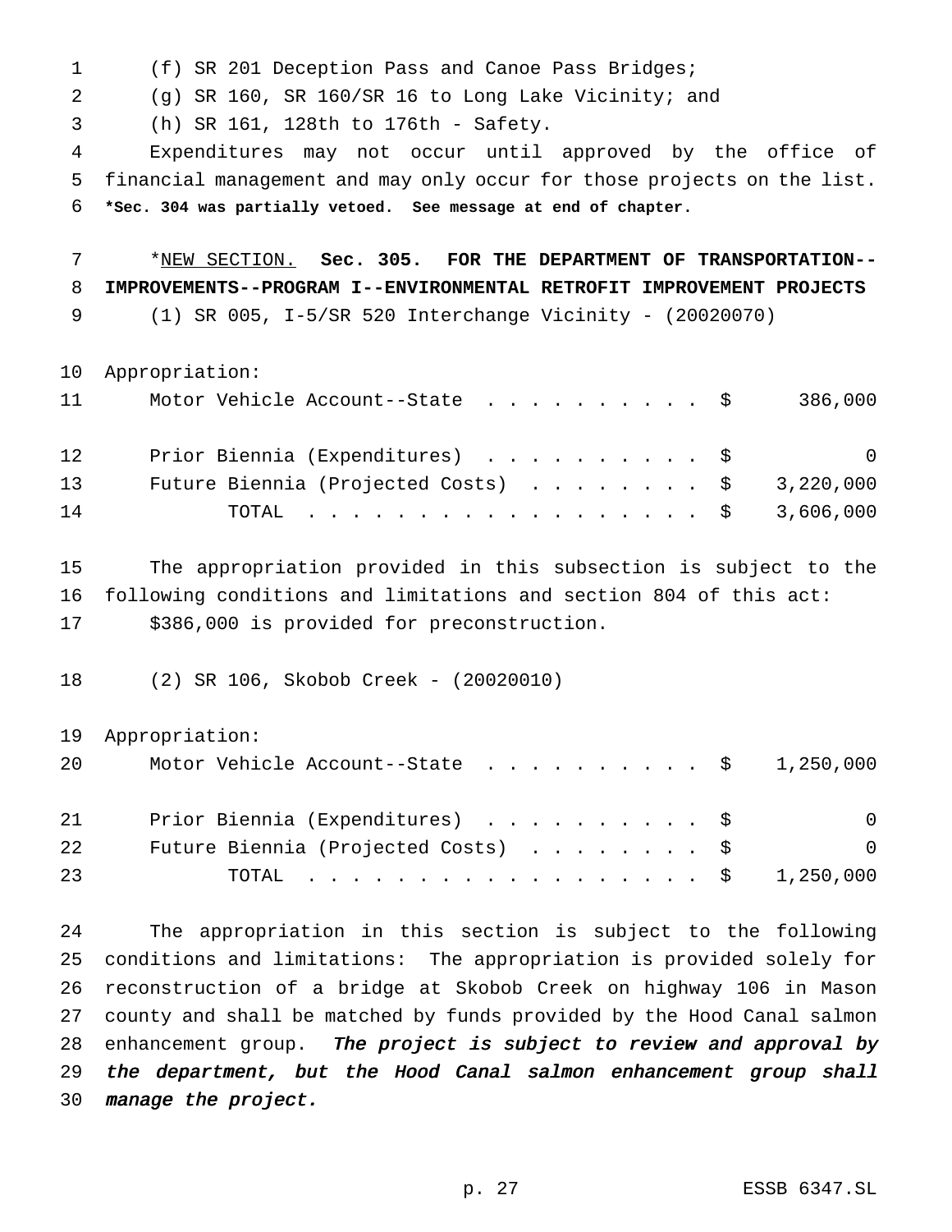(f) SR 201 Deception Pass and Canoe Pass Bridges;

(g) SR 160, SR 160/SR 16 to Long Lake Vicinity; and

(h) SR 161, 128th to 176th - Safety.

Expenditures may not occur until approved by the office of financial management and may only occur for those projects on the list.

**\*Sec. 304 was partially vetoed. See message at end of chapter.**

\*NEW SECTION. **Sec. 305. FOR THE DEPARTMENT OF TRANSPORTATION--IMPROVEMENTS--PROGRAM I--ENVIRONMENTAL RETROFIT IMPROVEMENT PROJECTS**

(1) SR 005, I-5/SR 520 Interchange Vicinity - (20020070)

| Appropriation: | |
|---|---|
| Motor Vehicle Account--State | $ 386,000 |
| Prior Biennia (Expenditures) | $ 0 |
| Future Biennia (Projected Costs) | $ 3,220,000 |
| TOTAL | $ 3,606,000 |

The appropriation provided in this subsection is subject to the following conditions and limitations and section 804 of this act: $386,000 is provided for preconstruction.

(2) SR 106, Skobob Creek - (20020010)

| Appropriation: | |
|---|---|
| Motor Vehicle Account--State | $ 1,250,000 |
| Prior Biennia (Expenditures) | $ 0 |
| Future Biennia (Projected Costs) | $ 0 |
| TOTAL | $ 1,250,000 |

The appropriation in this section is subject to the following conditions and limitations: The appropriation is provided solely for reconstruction of a bridge at Skobob Creek on highway 106 in Mason county and shall be matched by funds provided by the Hood Canal salmon enhancement group. *The project is subject to review and approval by the department, but the Hood Canal salmon enhancement group shall manage the project.*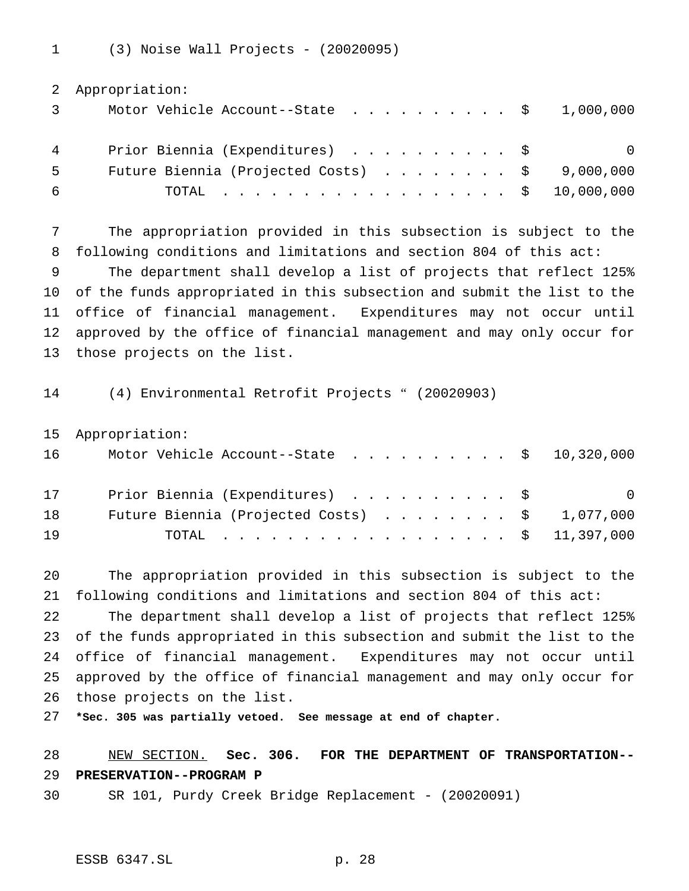(3) Noise Wall Projects - (20020095)

Appropriation:

| | | |
|---|---|---|
| Motor Vehicle Account--State | $ | 1,000,000 |
| Prior Biennia (Expenditures) | $ | 0 |
| Future Biennia (Projected Costs) | $ | 9,000,000 |
| TOTAL | $ | 10,000,000 |

The appropriation provided in this subsection is subject to the following conditions and limitations and section 804 of this act:

The department shall develop a list of projects that reflect 125% of the funds appropriated in this subsection and submit the list to the office of financial management. Expenditures may not occur until approved by the office of financial management and may only occur for those projects on the list.

(4) Environmental Retrofit Projects " (20020903)

Appropriation:

| | | |
|---|---|---|
| Motor Vehicle Account--State | $ | 10,320,000 |
| Prior Biennia (Expenditures) | $ | 0 |
| Future Biennia (Projected Costs) | $ | 1,077,000 |
| TOTAL | $ | 11,397,000 |

The appropriation provided in this subsection is subject to the following conditions and limitations and section 804 of this act:

The department shall develop a list of projects that reflect 125% of the funds appropriated in this subsection and submit the list to the office of financial management. Expenditures may not occur until approved by the office of financial management and may only occur for those projects on the list.

**\*Sec. 305 was partially vetoed. See message at end of chapter.**

NEW SECTION. **Sec. 306. FOR THE DEPARTMENT OF TRANSPORTATION--PRESERVATION--PROGRAM P**

SR 101, Purdy Creek Bridge Replacement - (20020091)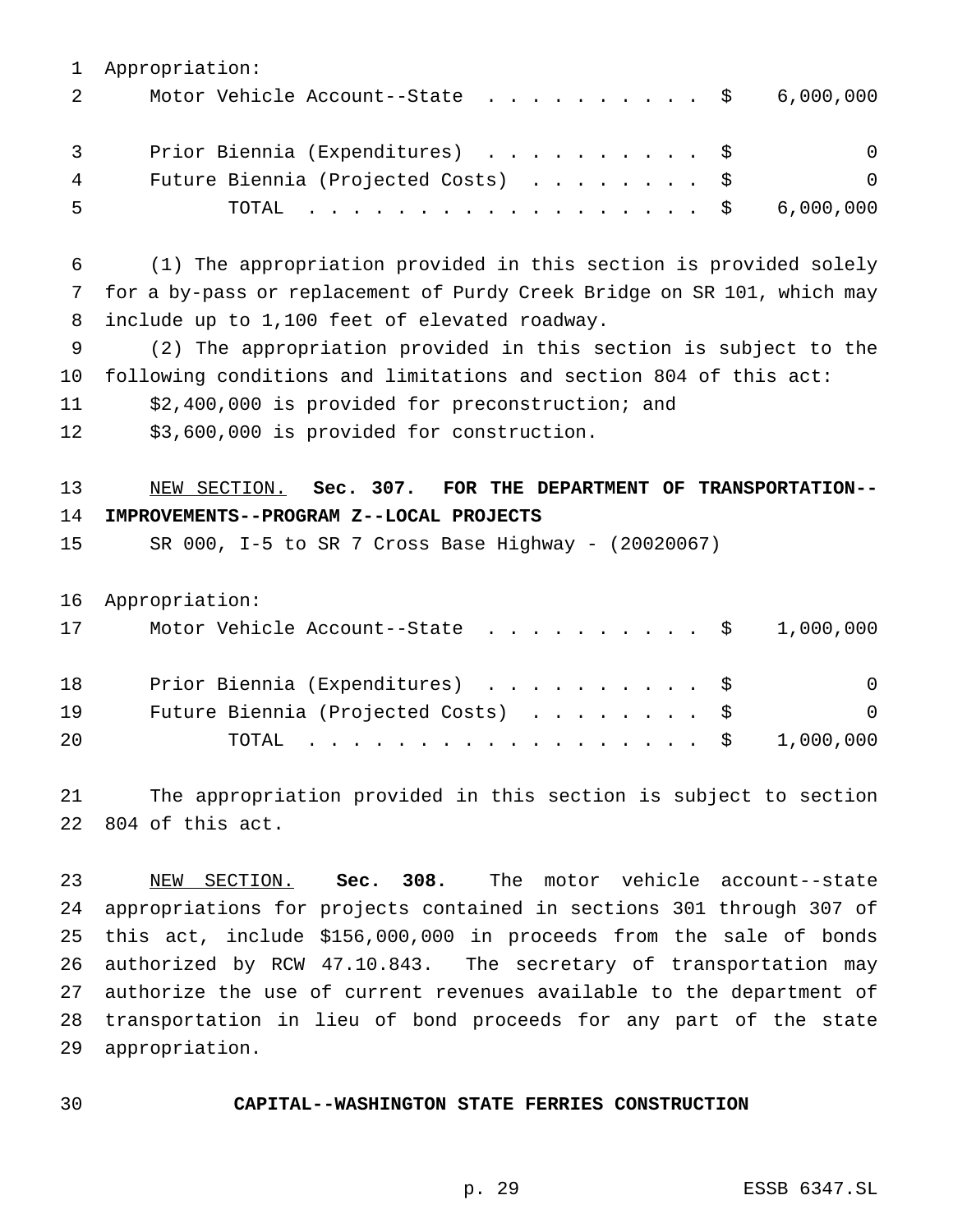Appropriation:

| | | |
|---|---|---|
| Motor Vehicle Account--State | $ | 6,000,000 |
| Prior Biennia (Expenditures) | $ | 0 |
| Future Biennia (Projected Costs) | $ | 0 |
| TOTAL | $ | 6,000,000 |

(1) The appropriation provided in this section is provided solely for a by-pass or replacement of Purdy Creek Bridge on SR 101, which may include up to 1,100 feet of elevated roadway.

(2) The appropriation provided in this section is subject to the following conditions and limitations and section 804 of this act:

$2,400,000 is provided for preconstruction; and

$3,600,000 is provided for construction.

NEW SECTION. **Sec. 307. FOR THE DEPARTMENT OF TRANSPORTATION--IMPROVEMENTS--PROGRAM Z--LOCAL PROJECTS**

SR 000, I-5 to SR 7 Cross Base Highway - (20020067)

Appropriation:

| | | |
|---|---|---|
| Motor Vehicle Account--State | $ | 1,000,000 |
| Prior Biennia (Expenditures) | $ | 0 |
| Future Biennia (Projected Costs) | $ | 0 |
| TOTAL | $ | 1,000,000 |

The appropriation provided in this section is subject to section 804 of this act.

NEW SECTION. **Sec. 308.** The motor vehicle account--state appropriations for projects contained in sections 301 through 307 of this act, include $156,000,000 in proceeds from the sale of bonds authorized by RCW 47.10.843. The secretary of transportation may authorize the use of current revenues available to the department of transportation in lieu of bond proceeds for any part of the state appropriation.

**CAPITAL--WASHINGTON STATE FERRIES CONSTRUCTION**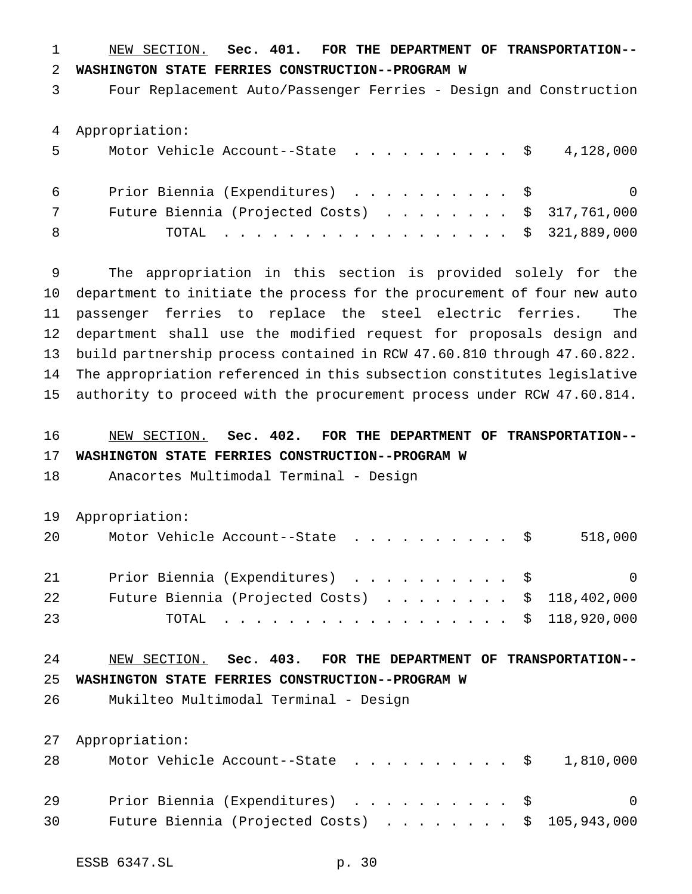NEW SECTION. **Sec. 401. FOR THE DEPARTMENT OF TRANSPORTATION--WASHINGTON STATE FERRIES CONSTRUCTION--PROGRAM W**

Four Replacement Auto/Passenger Ferries - Design and Construction

Appropriation:

| | |
|---|---|
| Motor Vehicle Account--State . . . . . . . . . . | $ 4,128,000 |
| Prior Biennia (Expenditures) . . . . . . . . . . | $ 0 |
| Future Biennia (Projected Costs) . . . . . . . . | $ 317,761,000 |
| TOTAL . . . . . . . . . . . . . . . . . . | $ 321,889,000 |

The appropriation in this section is provided solely for the department to initiate the process for the procurement of four new auto passenger ferries to replace the steel electric ferries. The department shall use the modified request for proposals design and build partnership process contained in RCW 47.60.810 through 47.60.822. The appropriation referenced in this subsection constitutes legislative authority to proceed with the procurement process under RCW 47.60.814.

NEW SECTION. **Sec. 402. FOR THE DEPARTMENT OF TRANSPORTATION--WASHINGTON STATE FERRIES CONSTRUCTION--PROGRAM W**

Anacortes Multimodal Terminal - Design

Appropriation:

| | |
|---|---|
| Motor Vehicle Account--State . . . . . . . . . . | $ 518,000 |
| Prior Biennia (Expenditures) . . . . . . . . . . | $ 0 |
| Future Biennia (Projected Costs) . . . . . . . . | $ 118,402,000 |
| TOTAL . . . . . . . . . . . . . . . . . . | $ 118,920,000 |

NEW SECTION. **Sec. 403. FOR THE DEPARTMENT OF TRANSPORTATION--WASHINGTON STATE FERRIES CONSTRUCTION--PROGRAM W**

Mukilteo Multimodal Terminal - Design

Appropriation:

| | |
|---|---|
| Motor Vehicle Account--State . . . . . . . . . . | $ 1,810,000 |
| Prior Biennia (Expenditures) . . . . . . . . . . | $ 0 |
| Future Biennia (Projected Costs) . . . . . . . . | $ 105,943,000 |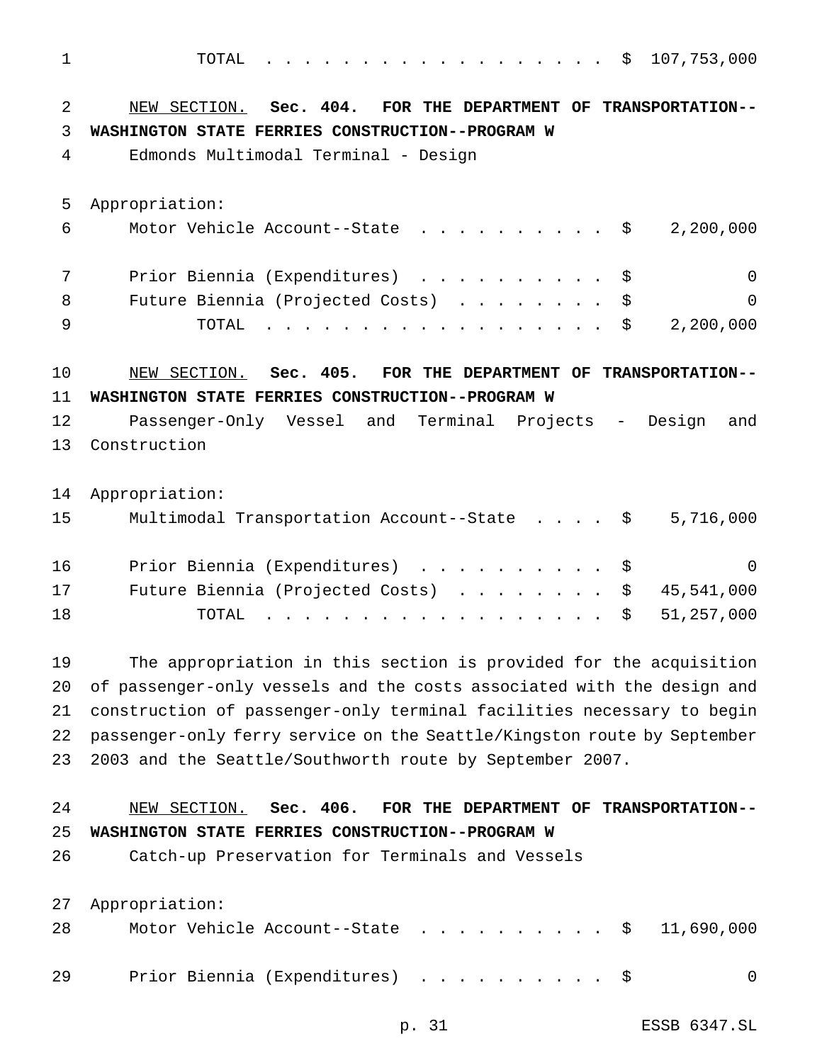| | |
|---|---|
| TOTAL | $ 107,753,000 |

NEW SECTION. **Sec. 404. FOR THE DEPARTMENT OF TRANSPORTATION--WASHINGTON STATE FERRIES CONSTRUCTION--PROGRAM W**

Edmonds Multimodal Terminal - Design

Appropriation:

| | |
|---|---|
| Motor Vehicle Account--State | $ 2,200,000 |
| Prior Biennia (Expenditures) | $ 0 |
| Future Biennia (Projected Costs) | $ 0 |
| TOTAL | $ 2,200,000 |

NEW SECTION. **Sec. 405. FOR THE DEPARTMENT OF TRANSPORTATION--WASHINGTON STATE FERRIES CONSTRUCTION--PROGRAM W**

Passenger-Only Vessel and Terminal Projects - Design and Construction

Appropriation:

| | |
|---|---|
| Multimodal Transportation Account--State | $ 5,716,000 |
| Prior Biennia (Expenditures) | $ 0 |
| Future Biennia (Projected Costs) | $ 45,541,000 |
| TOTAL | $ 51,257,000 |

The appropriation in this section is provided for the acquisition of passenger-only vessels and the costs associated with the design and construction of passenger-only terminal facilities necessary to begin passenger-only ferry service on the Seattle/Kingston route by September 2003 and the Seattle/Southworth route by September 2007.

NEW SECTION. **Sec. 406. FOR THE DEPARTMENT OF TRANSPORTATION--WASHINGTON STATE FERRIES CONSTRUCTION--PROGRAM W**

Catch-up Preservation for Terminals and Vessels

Appropriation:

| | |
|---|---|
| Motor Vehicle Account--State | $ 11,690,000 |
| Prior Biennia (Expenditures) | $ 0 |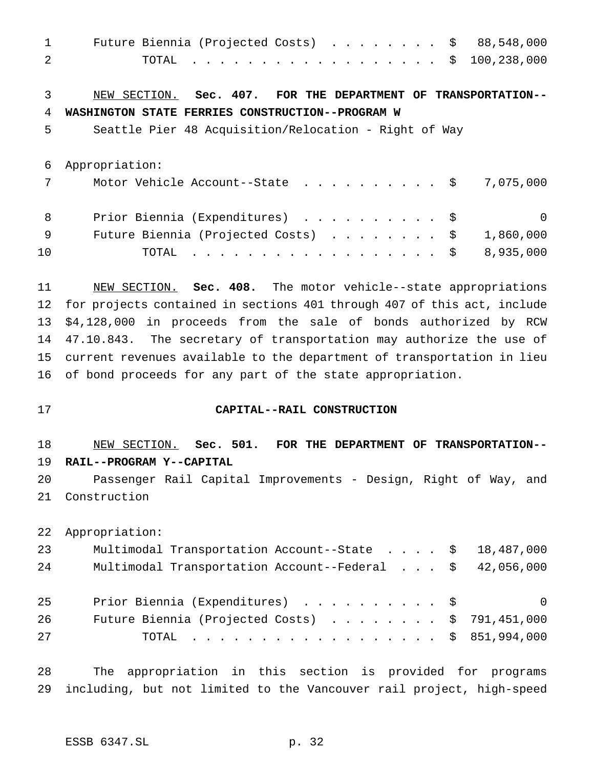| | |
|---|---|
| Future Biennia (Projected Costs) | $ 88,548,000 |
| TOTAL | $ 100,238,000 |

NEW SECTION. **Sec. 407. FOR THE DEPARTMENT OF TRANSPORTATION--WASHINGTON STATE FERRIES CONSTRUCTION--PROGRAM W**

Seattle Pier 48 Acquisition/Relocation - Right of Way

Appropriation:

| | |
|---|---|
| Motor Vehicle Account--State | $ 7,075,000 |
| Prior Biennia (Expenditures) | $ 0 |
| Future Biennia (Projected Costs) | $ 1,860,000 |
| TOTAL | $ 8,935,000 |

NEW SECTION. **Sec. 408.** The motor vehicle--state appropriations for projects contained in sections 401 through 407 of this act, include $4,128,000 in proceeds from the sale of bonds authorized by RCW 47.10.843. The secretary of transportation may authorize the use of current revenues available to the department of transportation in lieu of bond proceeds for any part of the state appropriation.

**CAPITAL--RAIL CONSTRUCTION**

NEW SECTION. **Sec. 501. FOR THE DEPARTMENT OF TRANSPORTATION--RAIL--PROGRAM Y--CAPITAL**

Passenger Rail Capital Improvements - Design, Right of Way, and Construction

Appropriation:

| | |
|---|---|
| Multimodal Transportation Account--State | $ 18,487,000 |
| Multimodal Transportation Account--Federal | $ 42,056,000 |
| Prior Biennia (Expenditures) | $ 0 |
| Future Biennia (Projected Costs) | $ 791,451,000 |
| TOTAL | $ 851,994,000 |

The appropriation in this section is provided for programs including, but not limited to the Vancouver rail project, high-speed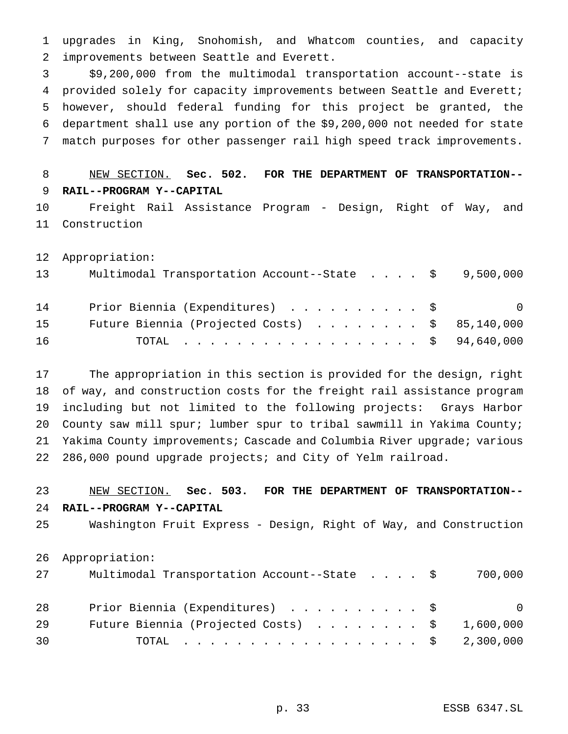upgrades in King, Snohomish, and Whatcom counties, and capacity improvements between Seattle and Everett.

$9,200,000 from the multimodal transportation account--state is provided solely for capacity improvements between Seattle and Everett; however, should federal funding for this project be granted, the department shall use any portion of the $9,200,000 not needed for state match purposes for other passenger rail high speed track improvements.

NEW SECTION. **Sec. 502. FOR THE DEPARTMENT OF TRANSPORTATION--RAIL--PROGRAM Y--CAPITAL**

Freight Rail Assistance Program - Design, Right of Way, and Construction

Appropriation:

| | | |
|---|---|---|
| Multimodal Transportation Account--State . . . . | $ | 9,500,000 |
| Prior Biennia (Expenditures) . . . . . . . . . . | $ | 0 |
| Future Biennia (Projected Costs) . . . . . . . . | $ | 85,140,000 |
| TOTAL . . . . . . . . . . . . . . . . . . . | $ | 94,640,000 |

The appropriation in this section is provided for the design, right of way, and construction costs for the freight rail assistance program including but not limited to the following projects: Grays Harbor County saw mill spur; lumber spur to tribal sawmill in Yakima County; Yakima County improvements; Cascade and Columbia River upgrade; various 286,000 pound upgrade projects; and City of Yelm railroad.

NEW SECTION. **Sec. 503. FOR THE DEPARTMENT OF TRANSPORTATION--RAIL--PROGRAM Y--CAPITAL**

Washington Fruit Express - Design, Right of Way, and Construction

Appropriation:

| | | |
|---|---|---|
| Multimodal Transportation Account--State . . . . | $ | 700,000 |
| Prior Biennia (Expenditures) . . . . . . . . . . | $ | 0 |
| Future Biennia (Projected Costs) . . . . . . . . | $ | 1,600,000 |
| TOTAL . . . . . . . . . . . . . . . . . . . | $ | 2,300,000 |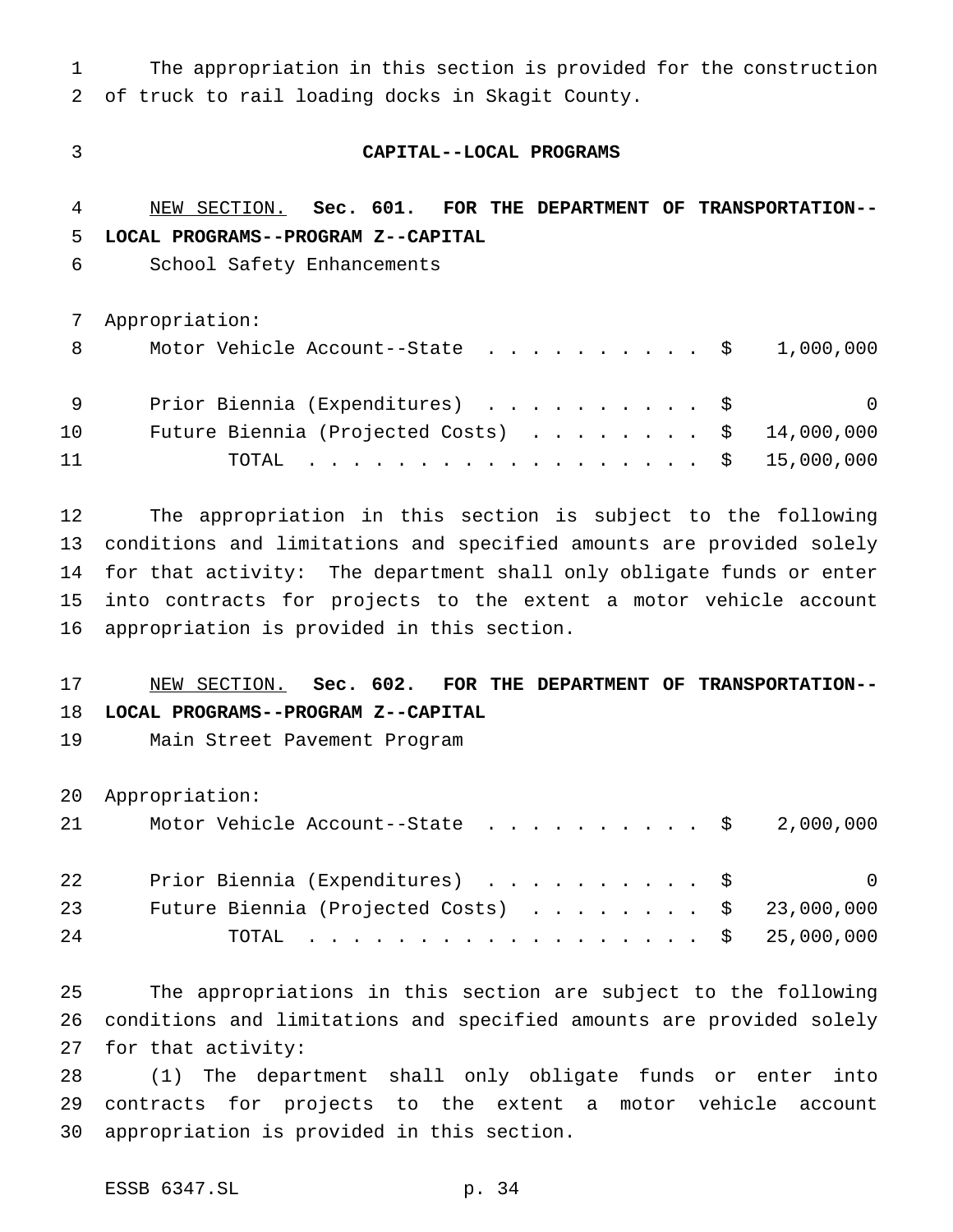The appropriation in this section is provided for the construction of truck to rail loading docks in Skagit County.

### CAPITAL--LOCAL PROGRAMS

NEW SECTION. **Sec. 601. FOR THE DEPARTMENT OF TRANSPORTATION--LOCAL PROGRAMS--PROGRAM Z--CAPITAL**

School Safety Enhancements

Appropriation:

| | | |
|---|---|---|
| Motor Vehicle Account--State . . . . . . . . . . . | $ | 1,000,000 |
| Prior Biennia (Expenditures) . . . . . . . . . . | $ | 0 |
| Future Biennia (Projected Costs) . . . . . . . . | $ | 14,000,000 |
| TOTAL . . . . . . . . . . . . . . . . . . . | $ | 15,000,000 |

The appropriation in this section is subject to the following conditions and limitations and specified amounts are provided solely for that activity: The department shall only obligate funds or enter into contracts for projects to the extent a motor vehicle account appropriation is provided in this section.

NEW SECTION. **Sec. 602. FOR THE DEPARTMENT OF TRANSPORTATION--LOCAL PROGRAMS--PROGRAM Z--CAPITAL**

Main Street Pavement Program

Appropriation:

| | | |
|---|---|---|
| Motor Vehicle Account--State . . . . . . . . . . . | $ | 2,000,000 |
| Prior Biennia (Expenditures) . . . . . . . . . . | $ | 0 |
| Future Biennia (Projected Costs) . . . . . . . . | $ | 23,000,000 |
| TOTAL . . . . . . . . . . . . . . . . . . . | $ | 25,000,000 |

The appropriations in this section are subject to the following conditions and limitations and specified amounts are provided solely for that activity:

(1) The department shall only obligate funds or enter into contracts for projects to the extent a motor vehicle account appropriation is provided in this section.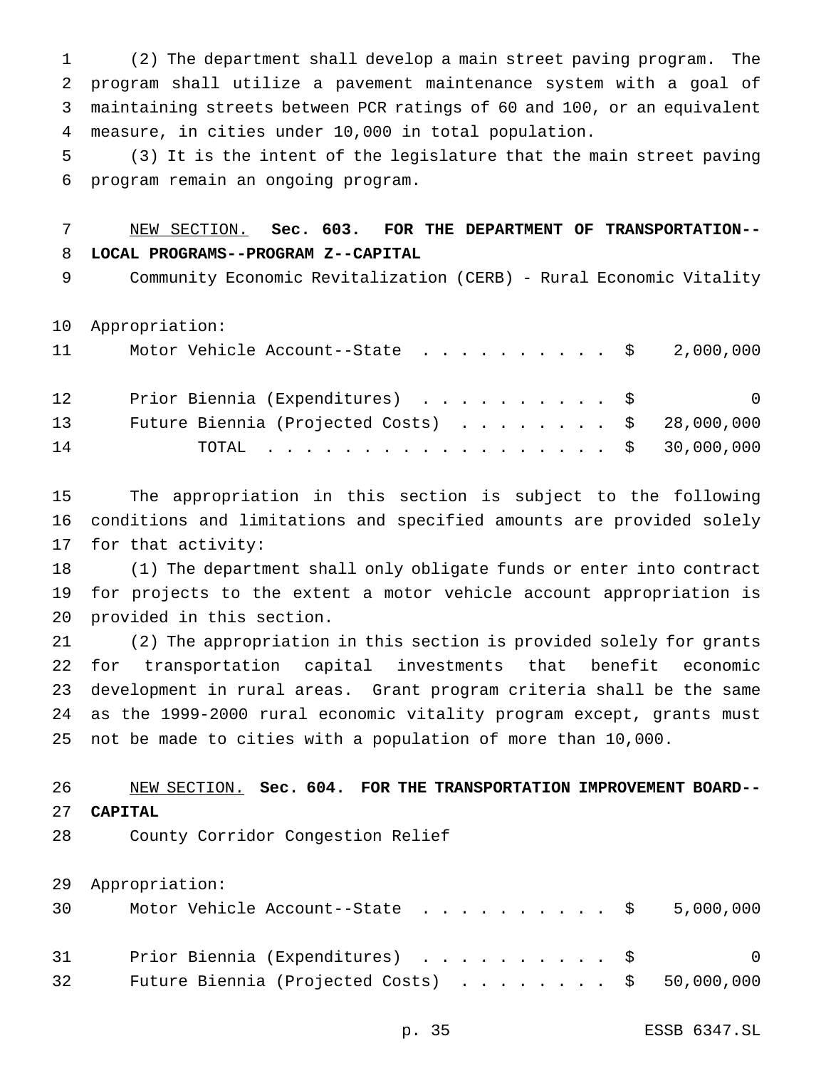(2) The department shall develop a main street paving program. The program shall utilize a pavement maintenance system with a goal of maintaining streets between PCR ratings of 60 and 100, or an equivalent measure, in cities under 10,000 in total population.

(3) It is the intent of the legislature that the main street paving program remain an ongoing program.

NEW SECTION. **Sec. 603. FOR THE DEPARTMENT OF TRANSPORTATION--LOCAL PROGRAMS--PROGRAM Z--CAPITAL**

Community Economic Revitalization (CERB) - Rural Economic Vitality

Appropriation:

| | | |
|---|---|---|
| Motor Vehicle Account--State | $ | 2,000,000 |
| Prior Biennia (Expenditures) | $ | 0 |
| Future Biennia (Projected Costs) | $ | 28,000,000 |
| TOTAL | $ | 30,000,000 |

The appropriation in this section is subject to the following conditions and limitations and specified amounts are provided solely for that activity:

(1) The department shall only obligate funds or enter into contract for projects to the extent a motor vehicle account appropriation is provided in this section.

(2) The appropriation in this section is provided solely for grants for transportation capital investments that benefit economic development in rural areas. Grant program criteria shall be the same as the 1999-2000 rural economic vitality program except, grants must not be made to cities with a population of more than 10,000.

NEW SECTION. **Sec. 604. FOR THE TRANSPORTATION IMPROVEMENT BOARD--CAPITAL**

County Corridor Congestion Relief

Appropriation:

| | | |
|---|---|---|
| Motor Vehicle Account--State | $ | 5,000,000 |
| Prior Biennia (Expenditures) | $ | 0 |
| Future Biennia (Projected Costs) | $ | 50,000,000 |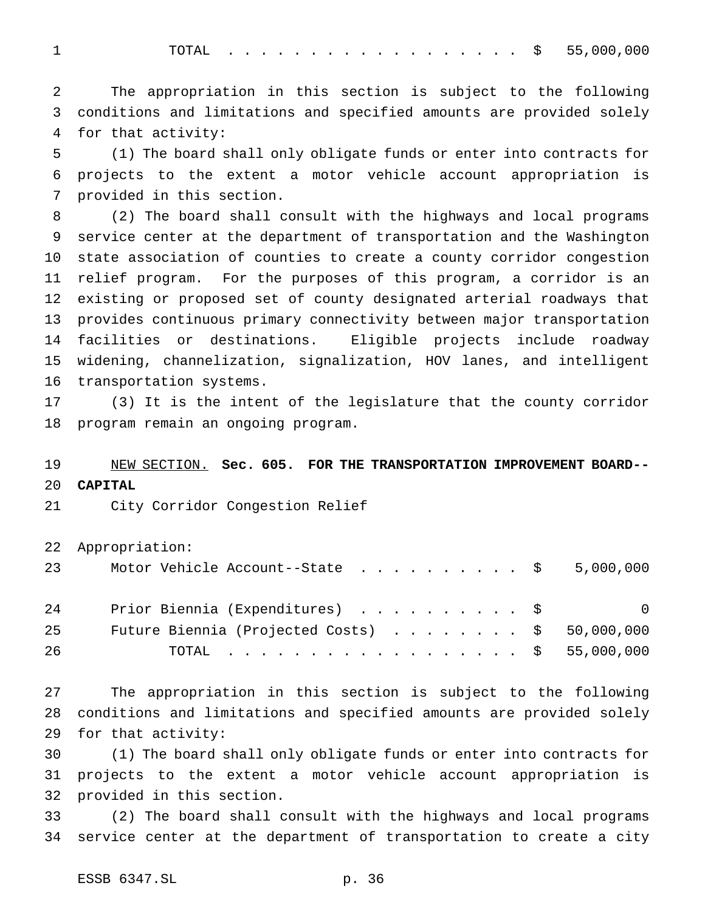| | | |
|---|---|---|
| TOTAL . . . . . . . . . . . . . . . . . . | $ | 55,000,000 |

The appropriation in this section is subject to the following conditions and limitations and specified amounts are provided solely for that activity:

(1) The board shall only obligate funds or enter into contracts for projects to the extent a motor vehicle account appropriation is provided in this section.

(2) The board shall consult with the highways and local programs service center at the department of transportation and the Washington state association of counties to create a county corridor congestion relief program. For the purposes of this program, a corridor is an existing or proposed set of county designated arterial roadways that provides continuous primary connectivity between major transportation facilities or destinations. Eligible projects include roadway widening, channelization, signalization, HOV lanes, and intelligent transportation systems.

(3) It is the intent of the legislature that the county corridor program remain an ongoing program.

NEW SECTION. **Sec. 605. FOR THE TRANSPORTATION IMPROVEMENT BOARD--CAPITAL**

City Corridor Congestion Relief

Appropriation:

| | | |
|---|---|---|
| Motor Vehicle Account--State . . . . . . . . . . | $ | 5,000,000 |
| Prior Biennia (Expenditures) . . . . . . . . . . | $ | 0 |
| Future Biennia (Projected Costs) . . . . . . . . | $ | 50,000,000 |
| TOTAL . . . . . . . . . . . . . . . . . . | $ | 55,000,000 |

The appropriation in this section is subject to the following conditions and limitations and specified amounts are provided solely for that activity:

(1) The board shall only obligate funds or enter into contracts for projects to the extent a motor vehicle account appropriation is provided in this section.

(2) The board shall consult with the highways and local programs service center at the department of transportation to create a city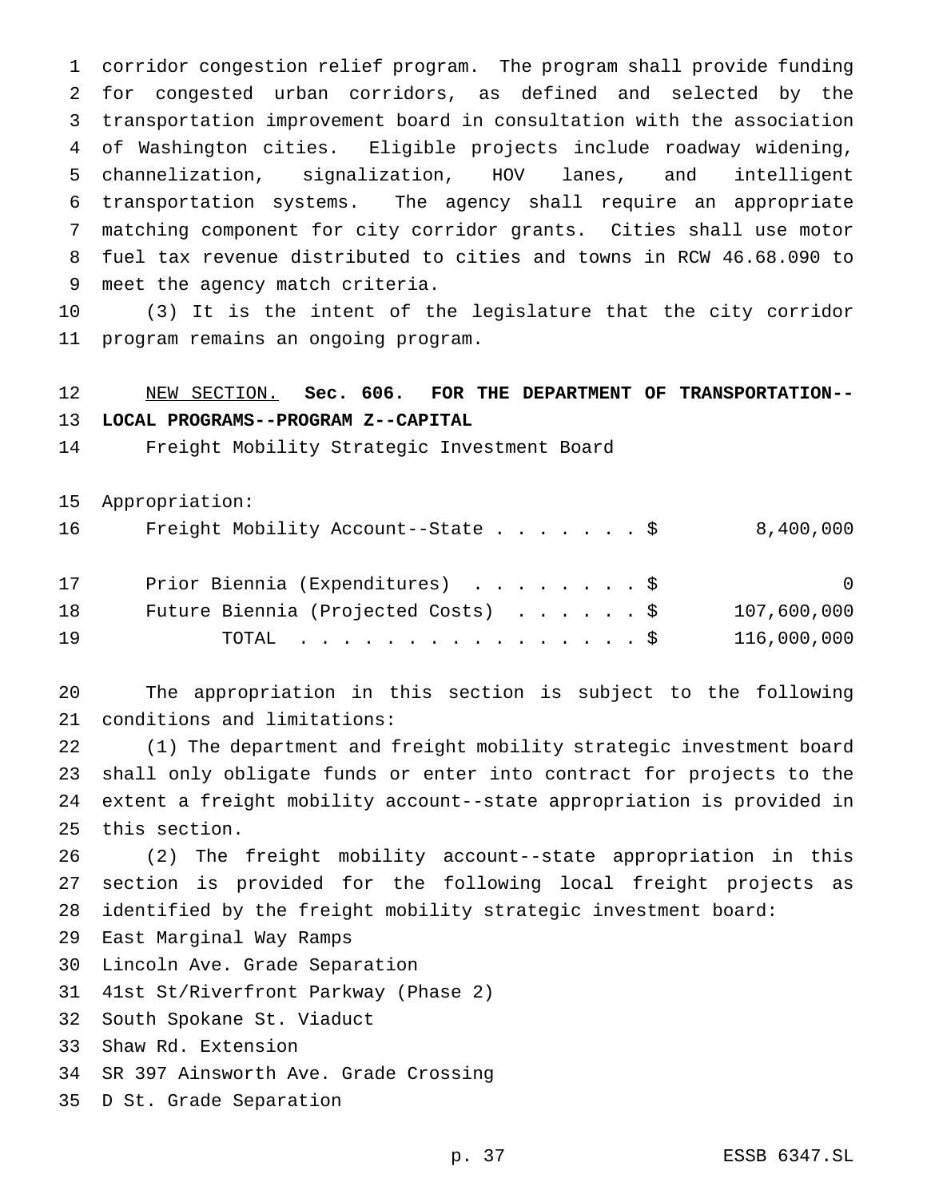corridor congestion relief program. The program shall provide funding for congested urban corridors, as defined and selected by the transportation improvement board in consultation with the association of Washington cities. Eligible projects include roadway widening, channelization, signalization, HOV lanes, and intelligent transportation systems. The agency shall require an appropriate matching component for city corridor grants. Cities shall use motor fuel tax revenue distributed to cities and towns in RCW 46.68.090 to meet the agency match criteria.

(3) It is the intent of the legislature that the city corridor program remains an ongoing program.

NEW SECTION. **Sec. 606. FOR THE DEPARTMENT OF TRANSPORTATION--LOCAL PROGRAMS--PROGRAM Z--CAPITAL**

Freight Mobility Strategic Investment Board

Appropriation:

| | |
|---|---|
| Freight Mobility Account--State . . . . . . . $ | 8,400,000 |
| Prior Biennia (Expenditures) . . . . . . . . $ | 0 |
| Future Biennia (Projected Costs) . . . . . . $ | 107,600,000 |
| TOTAL . . . . . . . . . . . . . . . . . $ | 116,000,000 |

The appropriation in this section is subject to the following conditions and limitations:

(1) The department and freight mobility strategic investment board shall only obligate funds or enter into contract for projects to the extent a freight mobility account--state appropriation is provided in this section.

(2) The freight mobility account--state appropriation in this section is provided for the following local freight projects as identified by the freight mobility strategic investment board:

East Marginal Way Ramps
Lincoln Ave. Grade Separation
41st St/Riverfront Parkway (Phase 2)
South Spokane St. Viaduct
Shaw Rd. Extension
SR 397 Ainsworth Ave. Grade Crossing
D St. Grade Separation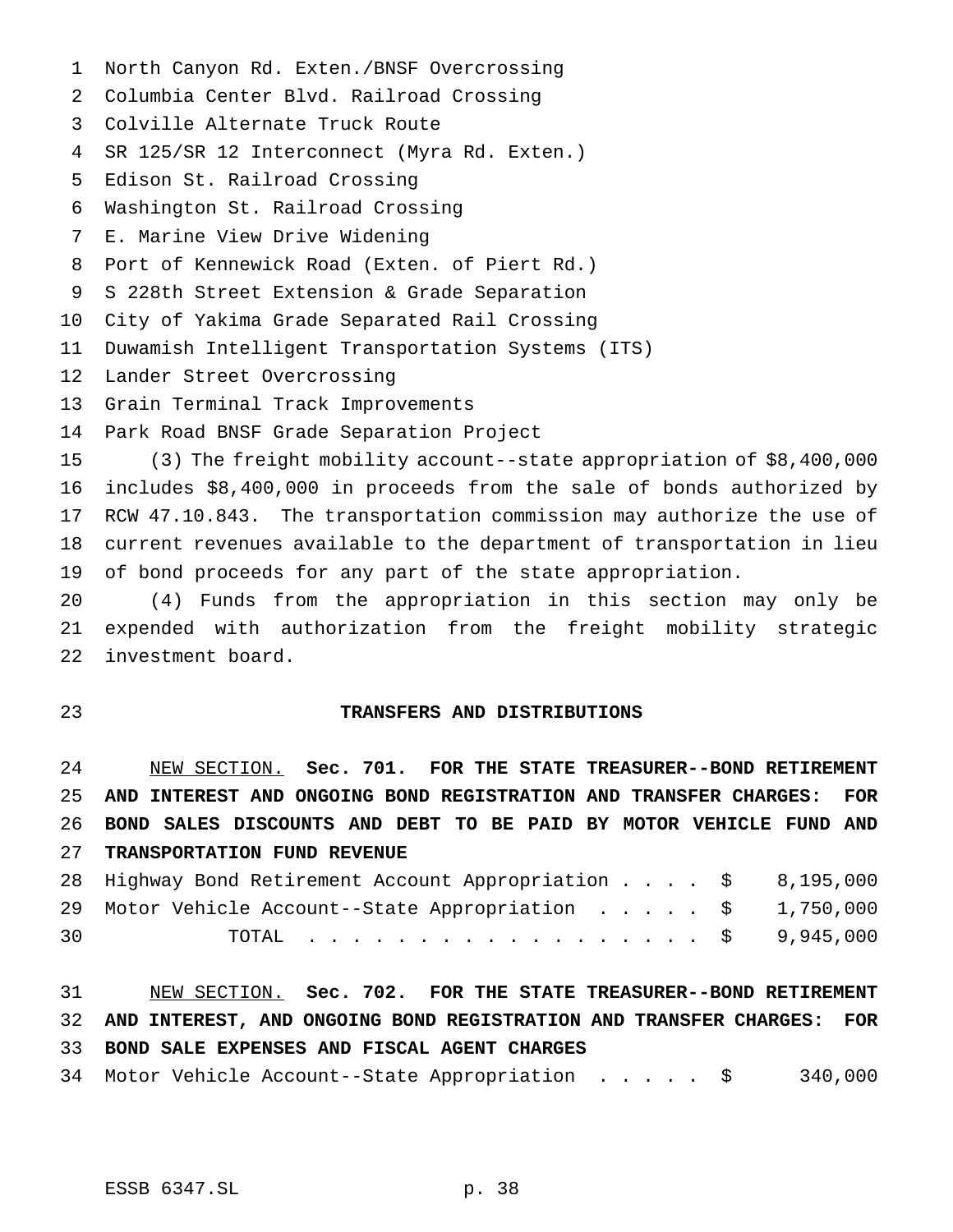North Canyon Rd. Exten./BNSF Overcrossing
Columbia Center Blvd. Railroad Crossing
Colville Alternate Truck Route
SR 125/SR 12 Interconnect (Myra Rd. Exten.)
Edison St. Railroad Crossing
Washington St. Railroad Crossing
E. Marine View Drive Widening
Port of Kennewick Road (Exten. of Piert Rd.)
S 228th Street Extension & Grade Separation
City of Yakima Grade Separated Rail Crossing
Duwamish Intelligent Transportation Systems (ITS)
Lander Street Overcrossing
Grain Terminal Track Improvements
Park Road BNSF Grade Separation Project

(3) The freight mobility account--state appropriation of $8,400,000 includes $8,400,000 in proceeds from the sale of bonds authorized by RCW 47.10.843. The transportation commission may authorize the use of current revenues available to the department of transportation in lieu of bond proceeds for any part of the state appropriation.

(4) Funds from the appropriation in this section may only be expended with authorization from the freight mobility strategic investment board.

## TRANSFERS AND DISTRIBUTIONS

NEW SECTION. **Sec. 701. FOR THE STATE TREASURER--BOND RETIREMENT AND INTEREST AND ONGOING BOND REGISTRATION AND TRANSFER CHARGES: FOR BOND SALES DISCOUNTS AND DEBT TO BE PAID BY MOTOR VEHICLE FUND AND TRANSPORTATION FUND REVENUE**

| | |
|---|---|
| Highway Bond Retirement Account Appropriation . . . . | $ 8,195,000 |
| Motor Vehicle Account--State Appropriation . . . . . | $ 1,750,000 |
| TOTAL . . . . . . . . . . . . . . . . . . . | $ 9,945,000 |

NEW SECTION. **Sec. 702. FOR THE STATE TREASURER--BOND RETIREMENT AND INTEREST, AND ONGOING BOND REGISTRATION AND TRANSFER CHARGES: FOR BOND SALE EXPENSES AND FISCAL AGENT CHARGES**

| | |
|---|---|
| Motor Vehicle Account--State Appropriation . . . . . | $ 340,000 |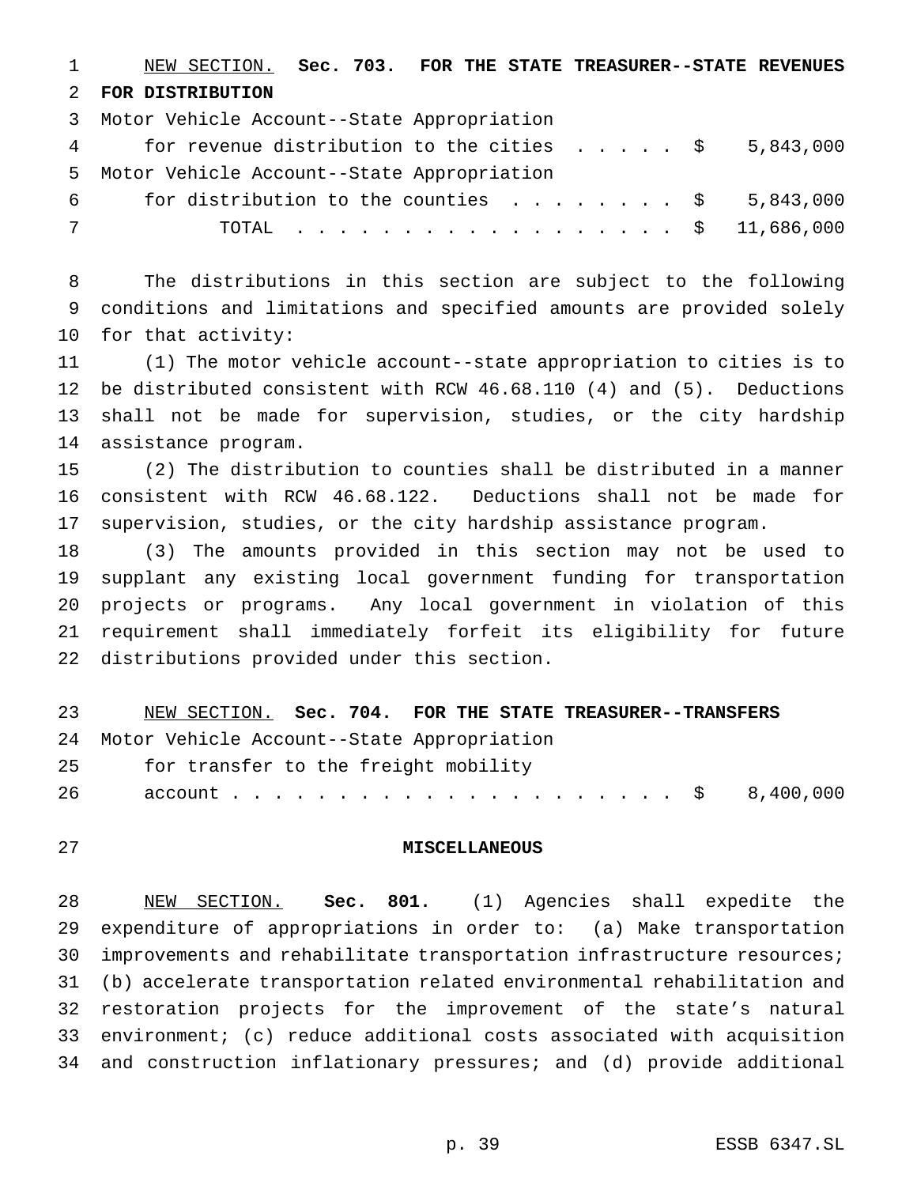NEW SECTION. **Sec. 703. FOR THE STATE TREASURER--STATE REVENUES FOR DISTRIBUTION**

Motor Vehicle Account--State Appropriation
for revenue distribution to the cities . . . . . $ 5,843,000

Motor Vehicle Account--State Appropriation
for distribution to the counties . . . . . . . . $ 5,843,000

TOTAL . . . . . . . . . . . . . . . . . . . $ 11,686,000

The distributions in this section are subject to the following conditions and limitations and specified amounts are provided solely for that activity:

(1) The motor vehicle account--state appropriation to cities is to be distributed consistent with RCW 46.68.110 (4) and (5). Deductions shall not be made for supervision, studies, or the city hardship assistance program.

(2) The distribution to counties shall be distributed in a manner consistent with RCW 46.68.122. Deductions shall not be made for supervision, studies, or the city hardship assistance program.

(3) The amounts provided in this section may not be used to supplant any existing local government funding for transportation projects or programs. Any local government in violation of this requirement shall immediately forfeit its eligibility for future distributions provided under this section.

NEW SECTION. **Sec. 704. FOR THE STATE TREASURER--TRANSFERS**

Motor Vehicle Account--State Appropriation
for transfer to the freight mobility
account . . . . . . . . . . . . . . . . . . . . . $ 8,400,000

**MISCELLANEOUS**

NEW SECTION. **Sec. 801.** (1) Agencies shall expedite the expenditure of appropriations in order to: (a) Make transportation improvements and rehabilitate transportation infrastructure resources; (b) accelerate transportation related environmental rehabilitation and restoration projects for the improvement of the state's natural environment; (c) reduce additional costs associated with acquisition and construction inflationary pressures; and (d) provide additional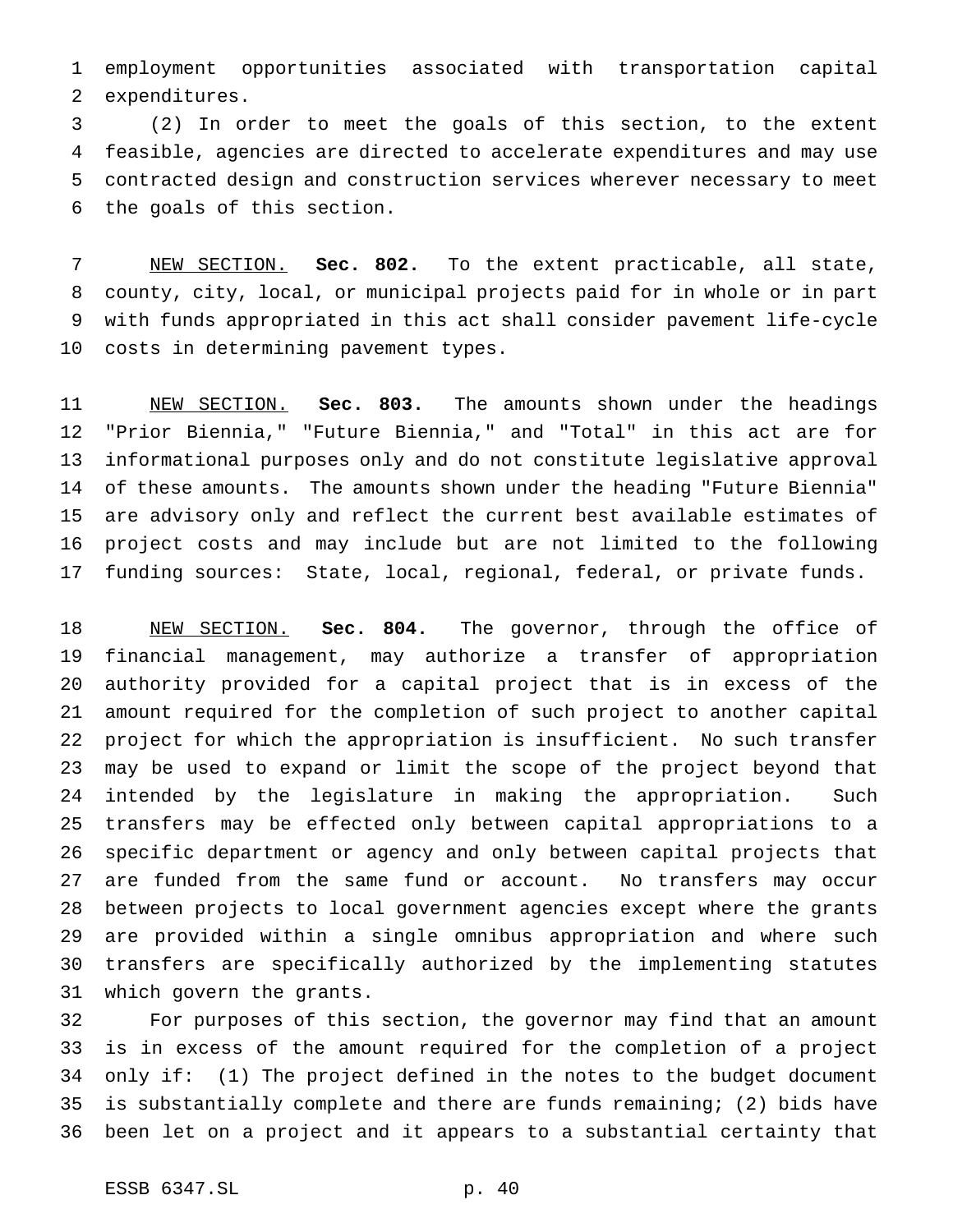employment opportunities associated with transportation capital expenditures.

(2) In order to meet the goals of this section, to the extent feasible, agencies are directed to accelerate expenditures and may use contracted design and construction services wherever necessary to meet the goals of this section.

NEW SECTION. **Sec. 802.** To the extent practicable, all state, county, city, local, or municipal projects paid for in whole or in part with funds appropriated in this act shall consider pavement life-cycle costs in determining pavement types.

NEW SECTION. **Sec. 803.** The amounts shown under the headings "Prior Biennia," "Future Biennia," and "Total" in this act are for informational purposes only and do not constitute legislative approval of these amounts. The amounts shown under the heading "Future Biennia" are advisory only and reflect the current best available estimates of project costs and may include but are not limited to the following funding sources: State, local, regional, federal, or private funds.

NEW SECTION. **Sec. 804.** The governor, through the office of financial management, may authorize a transfer of appropriation authority provided for a capital project that is in excess of the amount required for the completion of such project to another capital project for which the appropriation is insufficient. No such transfer may be used to expand or limit the scope of the project beyond that intended by the legislature in making the appropriation. Such transfers may be effected only between capital appropriations to a specific department or agency and only between capital projects that are funded from the same fund or account. No transfers may occur between projects to local government agencies except where the grants are provided within a single omnibus appropriation and where such transfers are specifically authorized by the implementing statutes which govern the grants.

For purposes of this section, the governor may find that an amount is in excess of the amount required for the completion of a project only if: (1) The project defined in the notes to the budget document is substantially complete and there are funds remaining; (2) bids have been let on a project and it appears to a substantial certainty that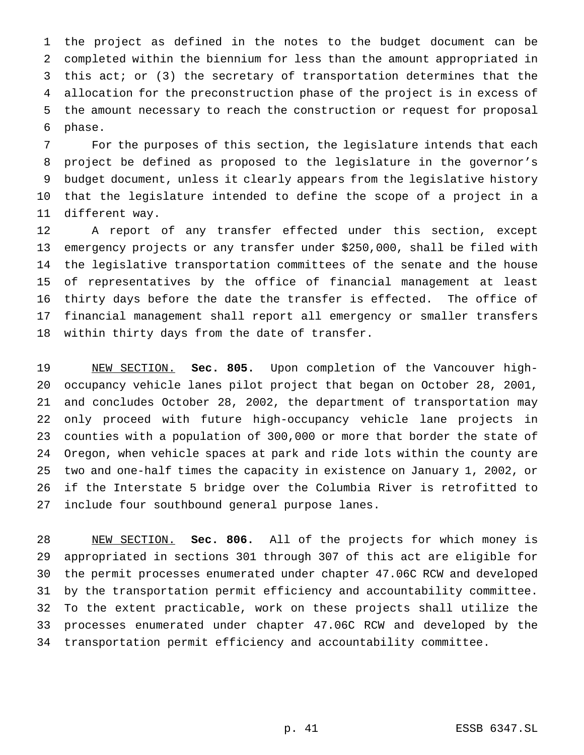the project as defined in the notes to the budget document can be completed within the biennium for less than the amount appropriated in this act; or (3) the secretary of transportation determines that the allocation for the preconstruction phase of the project is in excess of the amount necessary to reach the construction or request for proposal phase.

For the purposes of this section, the legislature intends that each project be defined as proposed to the legislature in the governor's budget document, unless it clearly appears from the legislative history that the legislature intended to define the scope of a project in a different way.

A report of any transfer effected under this section, except emergency projects or any transfer under $250,000, shall be filed with the legislative transportation committees of the senate and the house of representatives by the office of financial management at least thirty days before the date the transfer is effected. The office of financial management shall report all emergency or smaller transfers within thirty days from the date of transfer.

NEW SECTION. **Sec. 805.** Upon completion of the Vancouver high-occupancy vehicle lanes pilot project that began on October 28, 2001, and concludes October 28, 2002, the department of transportation may only proceed with future high-occupancy vehicle lane projects in counties with a population of 300,000 or more that border the state of Oregon, when vehicle spaces at park and ride lots within the county are two and one-half times the capacity in existence on January 1, 2002, or if the Interstate 5 bridge over the Columbia River is retrofitted to include four southbound general purpose lanes.

NEW SECTION. **Sec. 806.** All of the projects for which money is appropriated in sections 301 through 307 of this act are eligible for the permit processes enumerated under chapter 47.06C RCW and developed by the transportation permit efficiency and accountability committee. To the extent practicable, work on these projects shall utilize the processes enumerated under chapter 47.06C RCW and developed by the transportation permit efficiency and accountability committee.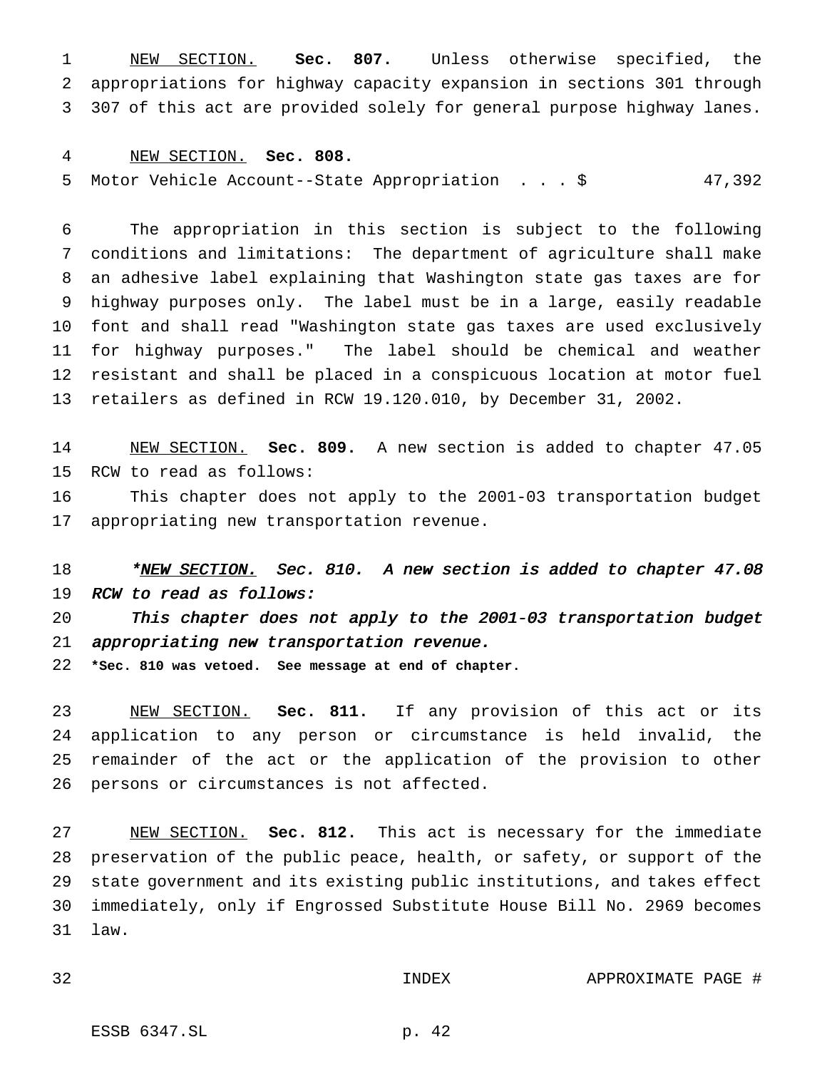NEW SECTION. **Sec. 807.** Unless otherwise specified, the appropriations for highway capacity expansion in sections 301 through 307 of this act are provided solely for general purpose highway lanes.

NEW SECTION. **Sec. 808.**

Motor Vehicle Account--State Appropriation . . . $ 47,392

The appropriation in this section is subject to the following conditions and limitations: The department of agriculture shall make an adhesive label explaining that Washington state gas taxes are for highway purposes only. The label must be in a large, easily readable font and shall read "Washington state gas taxes are used exclusively for highway purposes." The label should be chemical and weather resistant and shall be placed in a conspicuous location at motor fuel retailers as defined in RCW 19.120.010, by December 31, 2002.

NEW SECTION. **Sec. 809.** A new section is added to chapter 47.05 RCW to read as follows:

This chapter does not apply to the 2001-03 transportation budget appropriating new transportation revenue.

*\*NEW SECTION. Sec. 810. A new section is added to chapter 47.08 RCW to read as follows:*

*This chapter does not apply to the 2001-03 transportation budget appropriating new transportation revenue.*

**\*Sec. 810 was vetoed. See message at end of chapter.**

NEW SECTION. **Sec. 811.** If any provision of this act or its application to any person or circumstance is held invalid, the remainder of the act or the application of the provision to other persons or circumstances is not affected.

NEW SECTION. **Sec. 812.** This act is necessary for the immediate preservation of the public peace, health, or safety, or support of the state government and its existing public institutions, and takes effect immediately, only if Engrossed Substitute House Bill No. 2969 becomes law.

INDEX APPROXIMATE PAGE #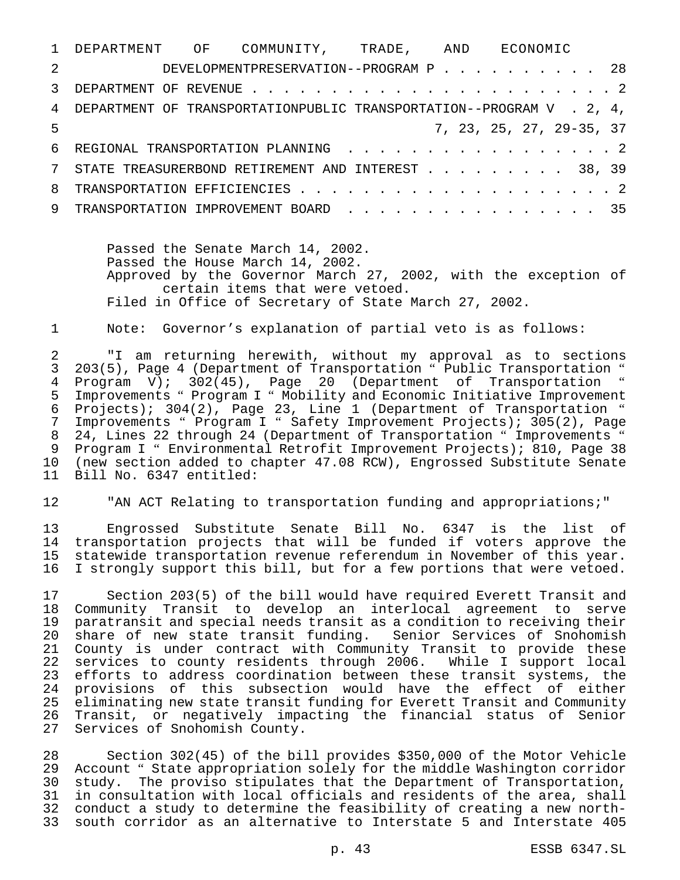DEPARTMENT OF COMMUNITY, TRADE, AND ECONOMIC DEVELOPMENTPRESERVATION--PROGRAM P . . . . . . . . . . 28

DEPARTMENT OF REVENUE . . . . . . . . . . . . . . . . . . . . . . . . 2

DEPARTMENT OF TRANSPORTATIONPUBLIC TRANSPORTATION--PROGRAM V . 2, 4, 7, 23, 25, 27, 29-35, 37

REGIONAL TRANSPORTATION PLANNING . . . . . . . . . . . . . . . . . 2

STATE TREASURERBOND RETIREMENT AND INTEREST . . . . . . . . . 38, 39

TRANSPORTATION EFFICIENCIES . . . . . . . . . . . . . . . . . . . . . 2

TRANSPORTATION IMPROVEMENT BOARD . . . . . . . . . . . . . . . . . 35

Passed the Senate March 14, 2002.
Passed the House March 14, 2002.
Approved by the Governor March 27, 2002, with the exception of certain items that were vetoed.
Filed in Office of Secretary of State March 27, 2002.

Note: Governor's explanation of partial veto is as follows:

"I am returning herewith, without my approval as to sections 203(5), Page 4 (Department of Transportation " Public Transportation " Program V); 302(45), Page 20 (Department of Transportation " Improvements " Program I " Mobility and Economic Initiative Improvement Projects); 304(2), Page 23, Line 1 (Department of Transportation " Improvements " Program I " Safety Improvement Projects); 305(2), Page 24, Lines 22 through 24 (Department of Transportation " Improvements " Program I " Environmental Retrofit Improvement Projects); 810, Page 38 (new section added to chapter 47.08 RCW), Engrossed Substitute Senate Bill No. 6347 entitled:

"AN ACT Relating to transportation funding and appropriations;"

Engrossed Substitute Senate Bill No. 6347 is the list of transportation projects that will be funded if voters approve the statewide transportation revenue referendum in November of this year. I strongly support this bill, but for a few portions that were vetoed.

Section 203(5) of the bill would have required Everett Transit and Community Transit to develop an interlocal agreement to serve paratransit and special needs transit as a condition to receiving their share of new state transit funding. Senior Services of Snohomish County is under contract with Community Transit to provide these services to county residents through 2006. While I support local efforts to address coordination between these transit systems, the provisions of this subsection would have the effect of either eliminating new state transit funding for Everett Transit and Community Transit, or negatively impacting the financial status of Senior Services of Snohomish County.

Section 302(45) of the bill provides $350,000 of the Motor Vehicle Account " State appropriation solely for the middle Washington corridor study. The proviso stipulates that the Department of Transportation, in consultation with local officials and residents of the area, shall conduct a study to determine the feasibility of creating a new north-south corridor as an alternative to Interstate 5 and Interstate 405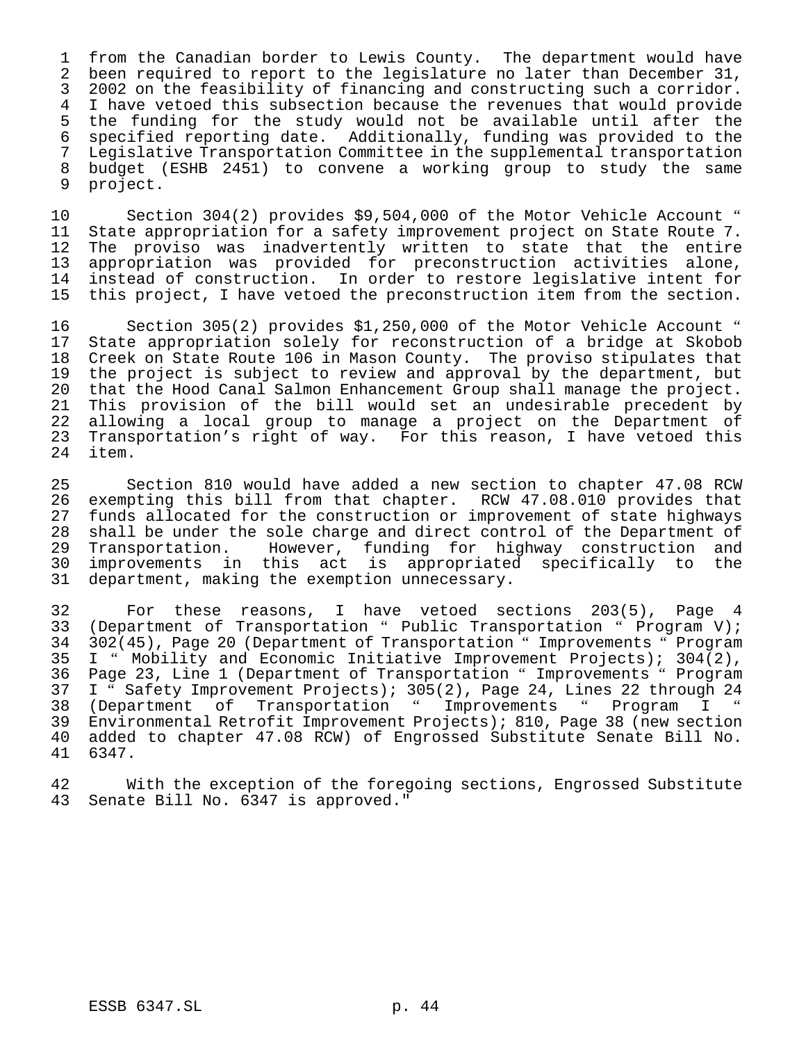from the Canadian border to Lewis County. The department would have been required to report to the legislature no later than December 31, 2002 on the feasibility of financing and constructing such a corridor. I have vetoed this subsection because the revenues that would provide the funding for the study would not be available until after the specified reporting date. Additionally, funding was provided to the Legislative Transportation Committee in the supplemental transportation budget (ESHB 2451) to convene a working group to study the same project.

Section 304(2) provides $9,504,000 of the Motor Vehicle Account " State appropriation for a safety improvement project on State Route 7. The proviso was inadvertently written to state that the entire appropriation was provided for preconstruction activities alone, instead of construction. In order to restore legislative intent for this project, I have vetoed the preconstruction item from the section.

Section 305(2) provides $1,250,000 of the Motor Vehicle Account " State appropriation solely for reconstruction of a bridge at Skobob Creek on State Route 106 in Mason County. The proviso stipulates that the project is subject to review and approval by the department, but that the Hood Canal Salmon Enhancement Group shall manage the project. This provision of the bill would set an undesirable precedent by allowing a local group to manage a project on the Department of Transportation's right of way. For this reason, I have vetoed this item.

Section 810 would have added a new section to chapter 47.08 RCW exempting this bill from that chapter. RCW 47.08.010 provides that funds allocated for the construction or improvement of state highways shall be under the sole charge and direct control of the Department of Transportation. However, funding for highway construction and improvements in this act is appropriated specifically to the department, making the exemption unnecessary.

For these reasons, I have vetoed sections 203(5), Page 4 (Department of Transportation " Public Transportation " Program V); 302(45), Page 20 (Department of Transportation " Improvements " Program I " Mobility and Economic Initiative Improvement Projects); 304(2), Page 23, Line 1 (Department of Transportation " Improvements " Program I " Safety Improvement Projects); 305(2), Page 24, Lines 22 through 24 (Department of Transportation " Improvements " Program I " Environmental Retrofit Improvement Projects); 810, Page 38 (new section added to chapter 47.08 RCW) of Engrossed Substitute Senate Bill No. 6347.

With the exception of the foregoing sections, Engrossed Substitute Senate Bill No. 6347 is approved."